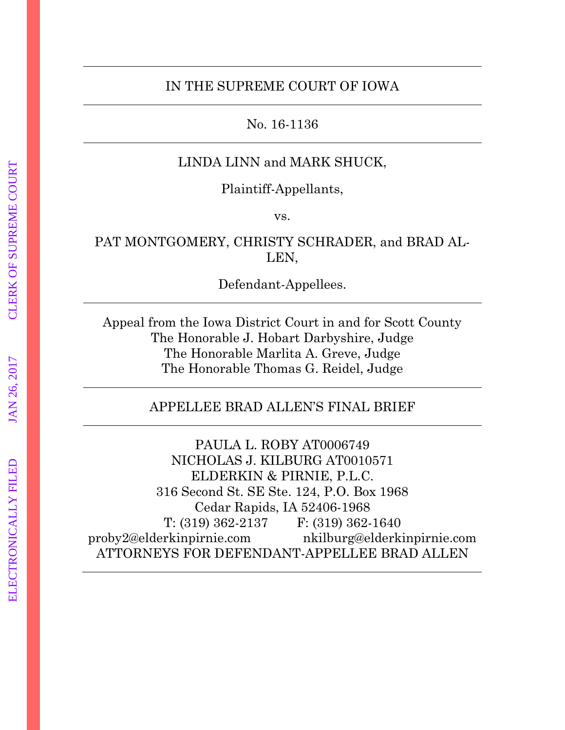IN THE SUPREME COURT OF IOWA

---

No. 16-1136

---

LINDA LINN and MARK SHUCK,

Plaintiff-Appellants,

vs.

PAT MONTGOMERY, CHRISTY SCHRADER, and BRAD ALLEN,

Defendant-Appellees.

---

Appeal from the Iowa District Court in and for Scott County
The Honorable J. Hobart Darbyshire, Judge
The Honorable Marlita A. Greve, Judge
The Honorable Thomas G. Reidel, Judge

---

APPELLEE BRAD ALLEN'S FINAL BRIEF

---

PAULA L. ROBY AT0006749
NICHOLAS J. KILBURG AT0010571
ELDERKIN & PIRNIE, P.L.C.
316 Second St. SE Ste. 124, P.O. Box 1968
Cedar Rapids, IA 52406-1968
T: (319) 362-2137 F: (319) 362-1640
proby2@elderkinpirnie.com nkilburg@elderkinpirnie.com
ATTORNEYS FOR DEFENDANT-APPELLEE BRAD ALLEN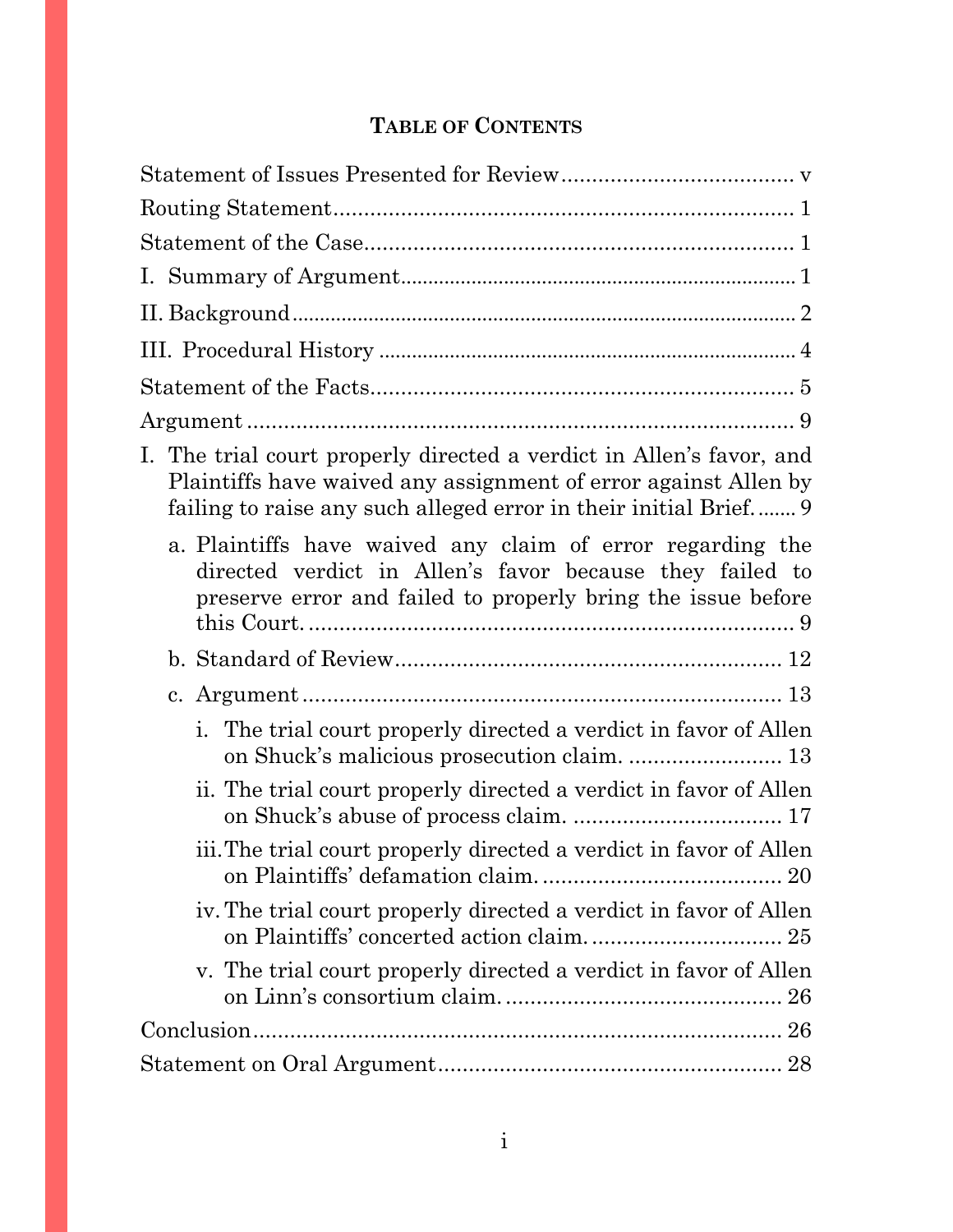# TABLE OF CONTENTS

Statement of Issues Presented for Review ..................................... v

Routing Statement ........................................................................... 1

Statement of the Case ...................................................................... 1

I. Summary of Argument ................................................................. 1

II. Background ................................................................................ 2

III. Procedural History .................................................................... 4

Statement of the Facts ..................................................................... 5

Argument ......................................................................................... 9

I. The trial court properly directed a verdict in Allen's favor, and Plaintiffs have waived any assignment of error against Allen by failing to raise any such alleged error in their initial Brief. ....... 9

  a. Plaintiffs have waived any claim of error regarding the directed verdict in Allen's favor because they failed to preserve error and failed to properly bring the issue before this Court. ............................................................................. 9

  b. Standard of Review .............................................................. 12

  c. Argument ............................................................................. 13

    i. The trial court properly directed a verdict in favor of Allen on Shuck's malicious prosecution claim. ......................... 13

    ii. The trial court properly directed a verdict in favor of Allen on Shuck's abuse of process claim. .................................. 17

    iii. The trial court properly directed a verdict in favor of Allen on Plaintiffs' defamation claim. ...................................... 20

    iv. The trial court properly directed a verdict in favor of Allen on Plaintiffs' concerted action claim. ............................... 25

    v. The trial court properly directed a verdict in favor of Allen on Linn's consortium claim. ............................................. 26

Conclusion ....................................................................................... 26

Statement on Oral Argument ......................................................... 28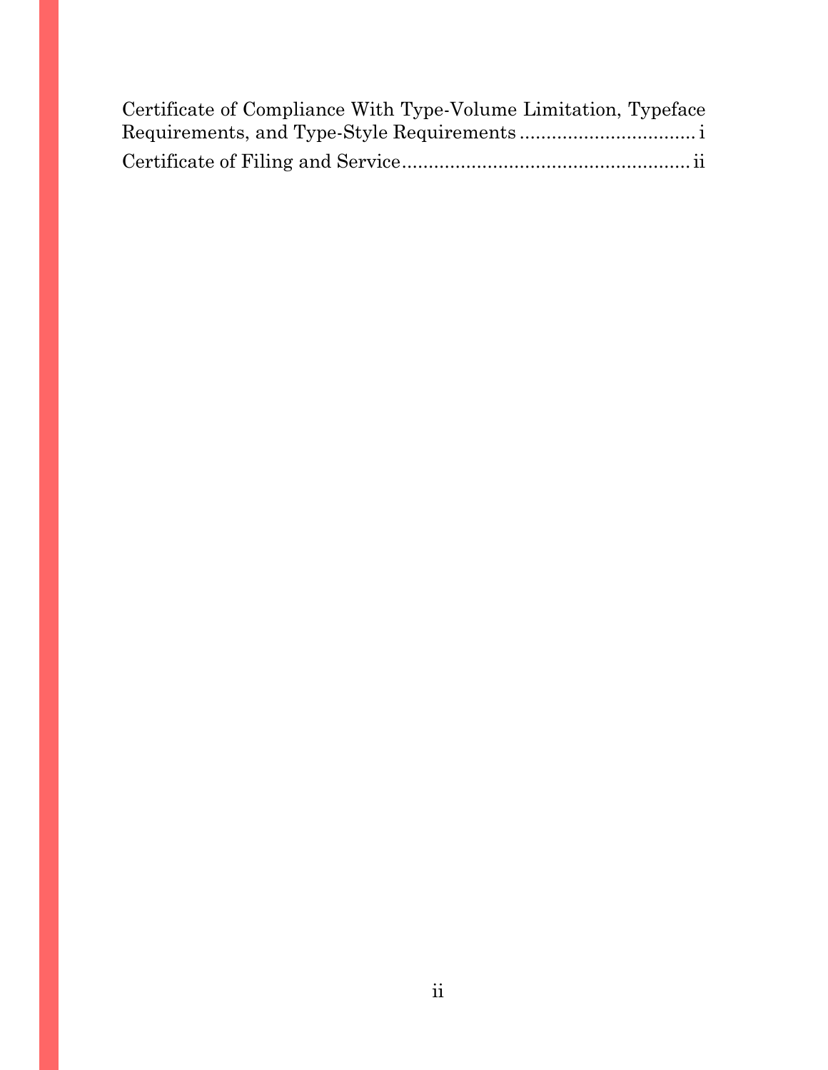Certificate of Compliance With Type-Volume Limitation, Typeface Requirements, and Type-Style Requirements ................................ i

Certificate of Filing and Service..................................................... ii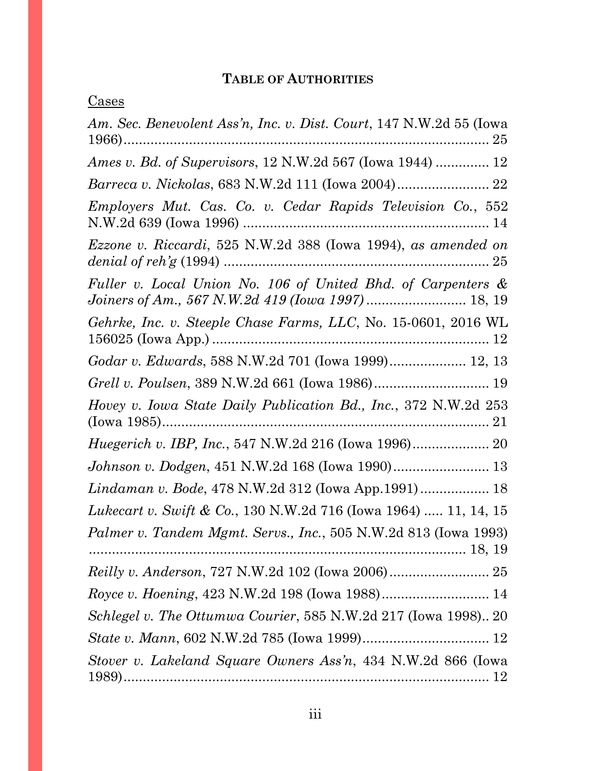## TABLE OF AUTHORITIES

Cases

*Am. Sec. Benevolent Ass'n, Inc. v. Dist. Court*, 147 N.W.2d 55 (Iowa 1966) ................................................................................ 25

*Ames v. Bd. of Supervisors*, 12 N.W.2d 567 (Iowa 1944) ............. 12

*Barreca v. Nickolas*, 683 N.W.2d 111 (Iowa 2004) ........................ 22

*Employers Mut. Cas. Co. v. Cedar Rapids Television Co.*, 552 N.W.2d 639 (Iowa 1996) ................................................................ 14

*Ezzone v. Riccardi*, 525 N.W.2d 388 (Iowa 1994), *as amended on denial of reh'g* (1994) ..................................................................... 25

*Fuller v. Local Union No. 106 of United Bhd. of Carpenters & Joiners of Am., 567 N.W.2d 419 (Iowa 1997)* .......................... 18, 19

*Gehrke, Inc. v. Steeple Chase Farms, LLC*, No. 15-0601, 2016 WL 156025 (Iowa App.) ........................................................................ 12

*Godar v. Edwards*, 588 N.W.2d 701 (Iowa 1999) .................... 12, 13

*Grell v. Poulsen*, 389 N.W.2d 661 (Iowa 1986) ............................. 19

*Hovey v. Iowa State Daily Publication Bd., Inc.*, 372 N.W.2d 253 (Iowa 1985) ..................................................................................... 21

*Huegerich v. IBP, Inc.*, 547 N.W.2d 216 (Iowa 1996) .................... 20

*Johnson v. Dodgen*, 451 N.W.2d 168 (Iowa 1990) ......................... 13

*Lindaman v. Bode*, 478 N.W.2d 312 (Iowa App.1991) .................. 18

*Lukecart v. Swift & Co.*, 130 N.W.2d 716 (Iowa 1964) ..... 11, 14, 15

*Palmer v. Tandem Mgmt. Servs., Inc.*, 505 N.W.2d 813 (Iowa 1993) ......................................................................................... 18, 19

*Reilly v. Anderson*, 727 N.W.2d 102 (Iowa 2006) .......................... 25

*Royce v. Hoening*, 423 N.W.2d 198 (Iowa 1988) ............................ 14

*Schlegel v. The Ottumwa Courier*, 585 N.W.2d 217 (Iowa 1998).. 20

*State v. Mann*, 602 N.W.2d 785 (Iowa 1999) ................................. 12

*Stover v. Lakeland Square Owners Ass'n*, 434 N.W.2d 866 (Iowa 1989) ............................................................................................... 12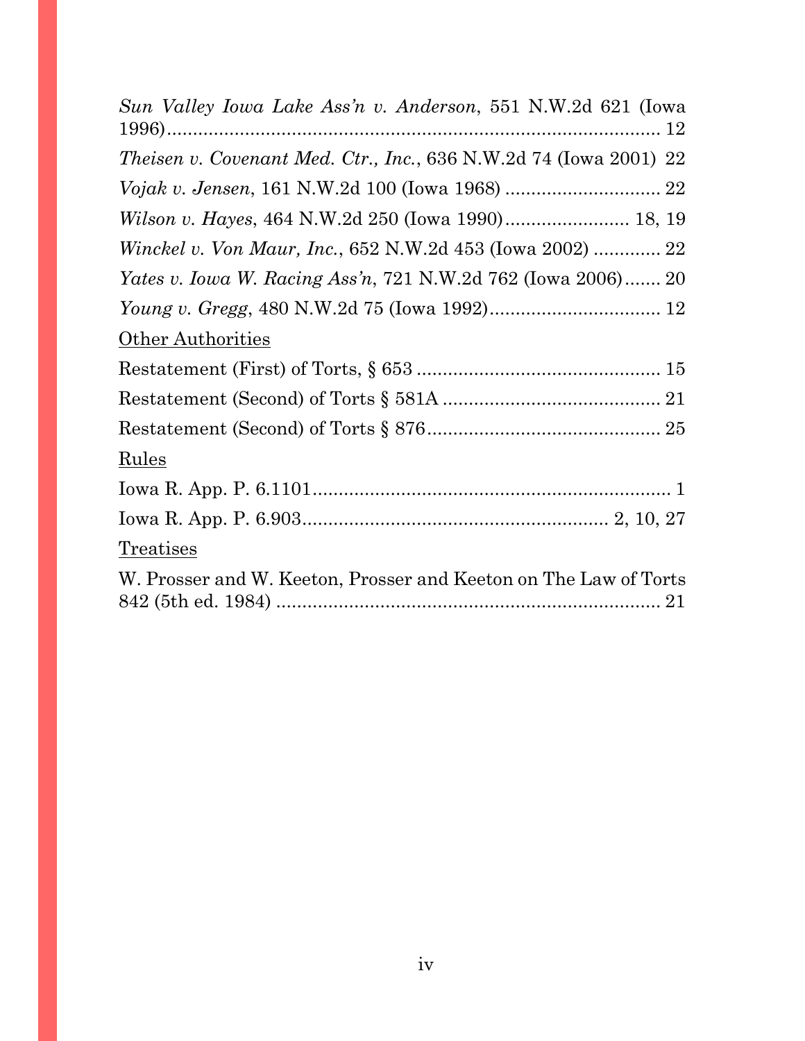*Sun Valley Iowa Lake Ass'n v. Anderson*, 551 N.W.2d 621 (Iowa 1996)................................................................................ 12

*Theisen v. Covenant Med. Ctr., Inc.*, 636 N.W.2d 74 (Iowa 2001) 22

*Vojak v. Jensen*, 161 N.W.2d 100 (Iowa 1968) ............................. 22

*Wilson v. Hayes*, 464 N.W.2d 250 (Iowa 1990)........................ 18, 19

*Winckel v. Von Maur, Inc.*, 652 N.W.2d 453 (Iowa 2002) ............. 22

*Yates v. Iowa W. Racing Ass'n*, 721 N.W.2d 762 (Iowa 2006)....... 20

*Young v. Gregg*, 480 N.W.2d 75 (Iowa 1992)................................. 12

<u>Other Authorities</u>

Restatement (First) of Torts, § 653 ............................................... 15

Restatement (Second) of Torts § 581A ......................................... 21

Restatement (Second) of Torts § 876............................................ 25

<u>Rules</u>

Iowa R. App. P. 6.1101..................................................................... 1

Iowa R. App. P. 6.903.......................................................... 2, 10, 27

<u>Treatises</u>

W. Prosser and W. Keeton, Prosser and Keeton on The Law of Torts 842 (5th ed. 1984) .......................................................................... 21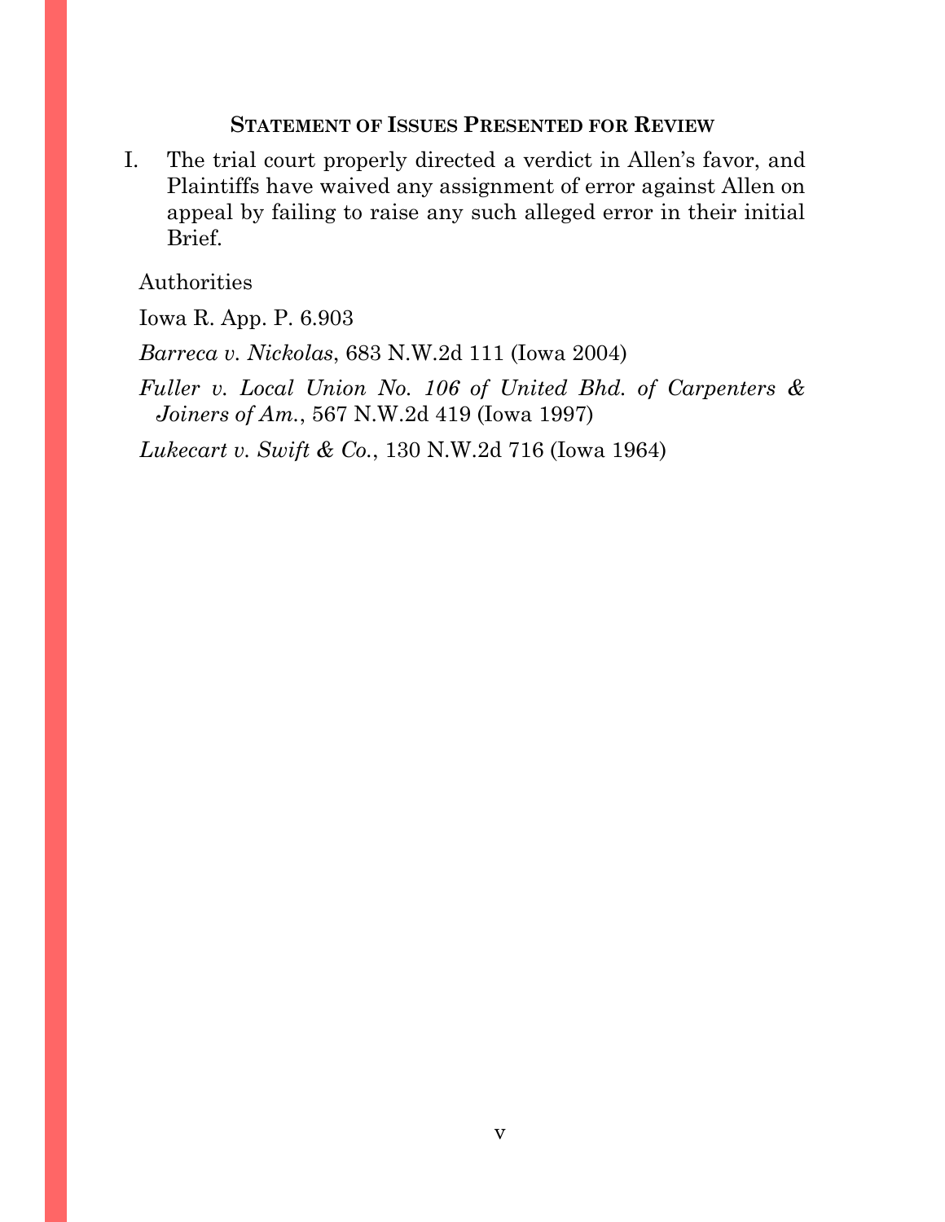## STATEMENT OF ISSUES PRESENTED FOR REVIEW

I. The trial court properly directed a verdict in Allen's favor, and Plaintiffs have waived any assignment of error against Allen on appeal by failing to raise any such alleged error in their initial Brief.

Authorities

Iowa R. App. P. 6.903

*Barreca v. Nickolas*, 683 N.W.2d 111 (Iowa 2004)

*Fuller v. Local Union No. 106 of United Bhd. of Carpenters & Joiners of Am.*, 567 N.W.2d 419 (Iowa 1997)

*Lukecart v. Swift & Co.*, 130 N.W.2d 716 (Iowa 1964)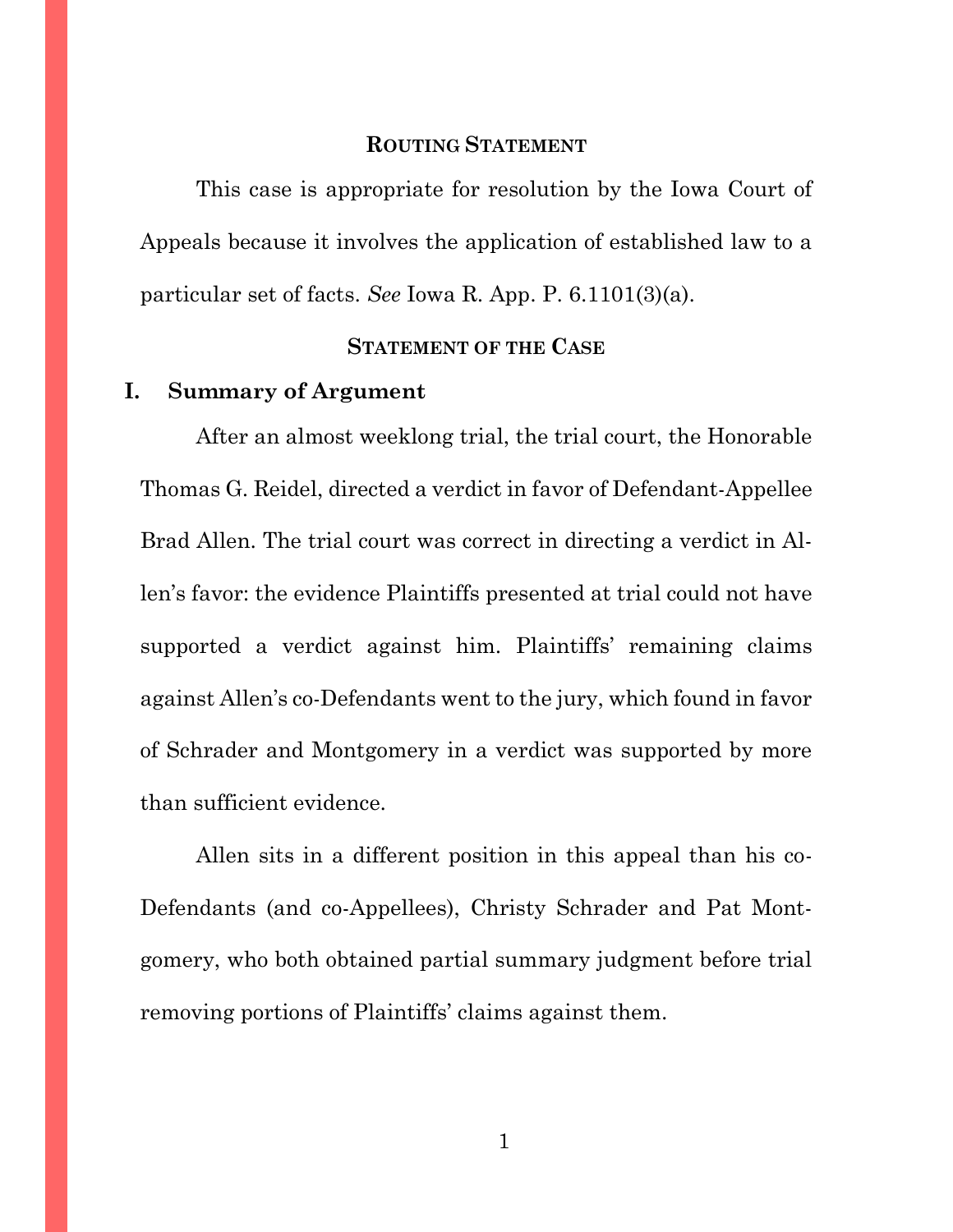## **ROUTING STATEMENT**

This case is appropriate for resolution by the Iowa Court of Appeals because it involves the application of established law to a particular set of facts. *See* Iowa R. App. P. 6.1101(3)(a).

## **STATEMENT OF THE CASE**

### **I. Summary of Argument**

After an almost weeklong trial, the trial court, the Honorable Thomas G. Reidel, directed a verdict in favor of Defendant-Appellee Brad Allen. The trial court was correct in directing a verdict in Allen's favor: the evidence Plaintiffs presented at trial could not have supported a verdict against him. Plaintiffs' remaining claims against Allen's co-Defendants went to the jury, which found in favor of Schrader and Montgomery in a verdict was supported by more than sufficient evidence.

Allen sits in a different position in this appeal than his co-Defendants (and co-Appellees), Christy Schrader and Pat Montgomery, who both obtained partial summary judgment before trial removing portions of Plaintiffs' claims against them.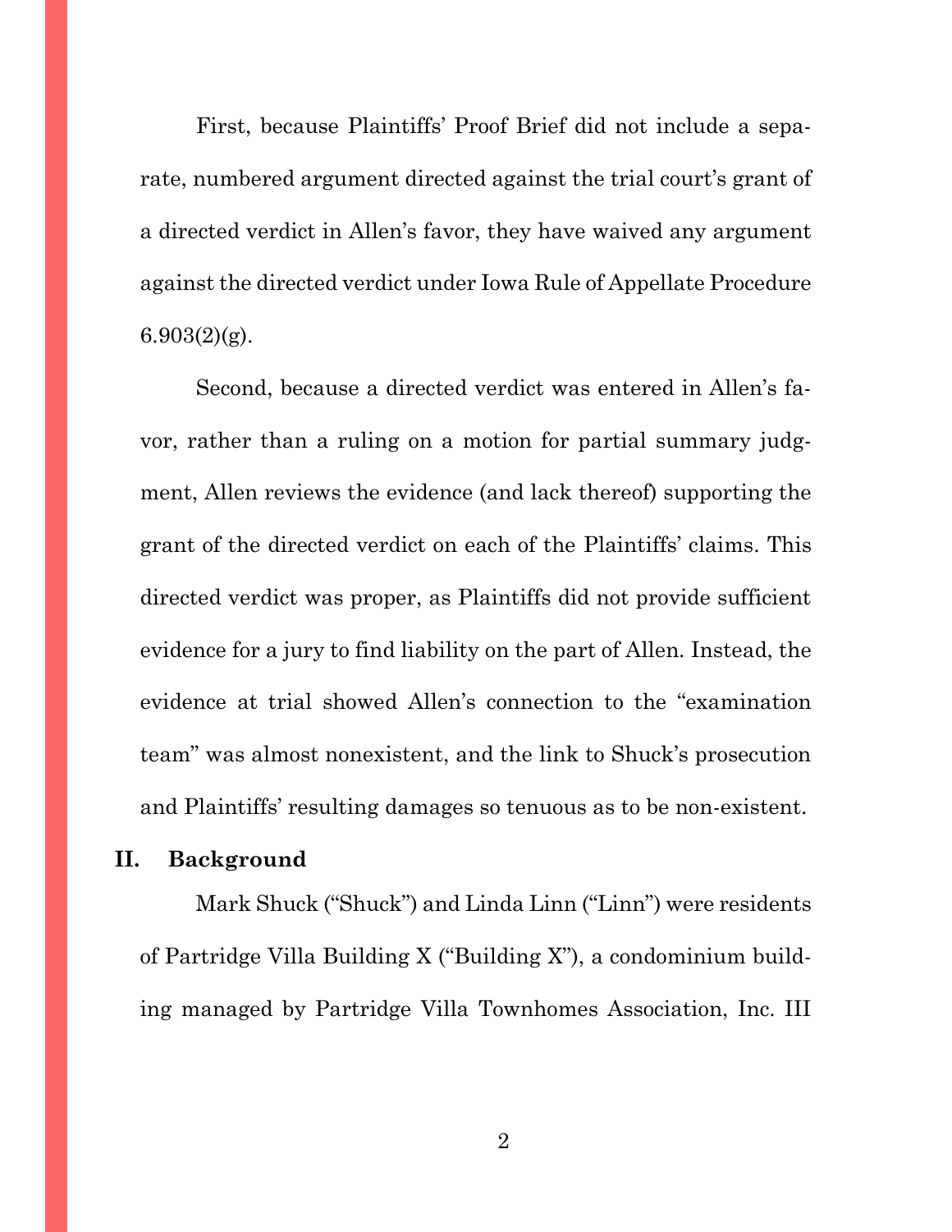First, because Plaintiffs' Proof Brief did not include a separate, numbered argument directed against the trial court's grant of a directed verdict in Allen's favor, they have waived any argument against the directed verdict under Iowa Rule of Appellate Procedure 6.903(2)(g).

Second, because a directed verdict was entered in Allen's favor, rather than a ruling on a motion for partial summary judgment, Allen reviews the evidence (and lack thereof) supporting the grant of the directed verdict on each of the Plaintiffs' claims. This directed verdict was proper, as Plaintiffs did not provide sufficient evidence for a jury to find liability on the part of Allen. Instead, the evidence at trial showed Allen's connection to the "examination team" was almost nonexistent, and the link to Shuck's prosecution and Plaintiffs' resulting damages so tenuous as to be non-existent.

## II. Background

Mark Shuck ("Shuck") and Linda Linn ("Linn") were residents of Partridge Villa Building X ("Building X"), a condominium building managed by Partridge Villa Townhomes Association, Inc. III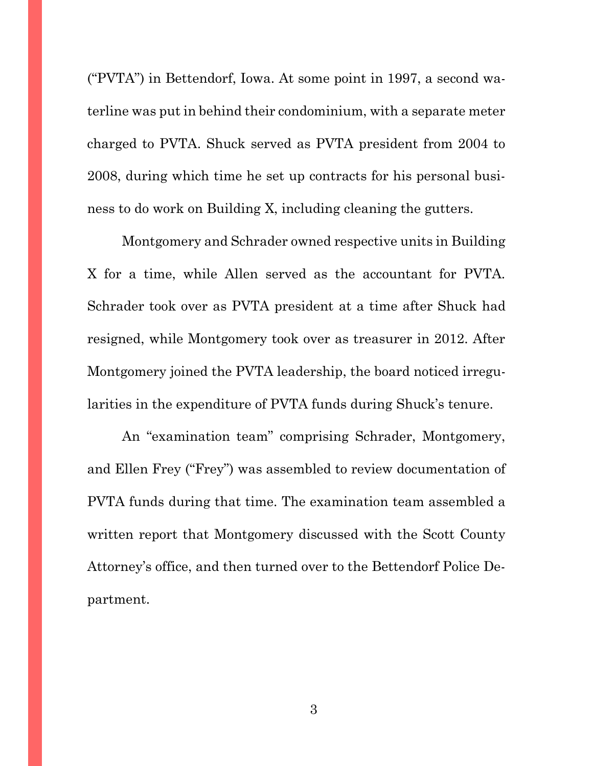("PVTA") in Bettendorf, Iowa. At some point in 1997, a second waterline was put in behind their condominium, with a separate meter charged to PVTA. Shuck served as PVTA president from 2004 to 2008, during which time he set up contracts for his personal business to do work on Building X, including cleaning the gutters.

Montgomery and Schrader owned respective units in Building X for a time, while Allen served as the accountant for PVTA. Schrader took over as PVTA president at a time after Shuck had resigned, while Montgomery took over as treasurer in 2012. After Montgomery joined the PVTA leadership, the board noticed irregularities in the expenditure of PVTA funds during Shuck's tenure.

An "examination team" comprising Schrader, Montgomery, and Ellen Frey ("Frey") was assembled to review documentation of PVTA funds during that time. The examination team assembled a written report that Montgomery discussed with the Scott County Attorney's office, and then turned over to the Bettendorf Police Department.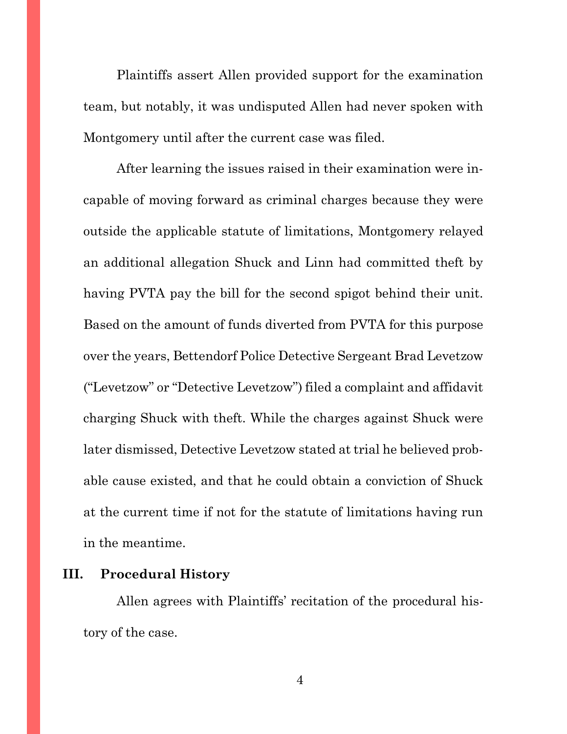Plaintiffs assert Allen provided support for the examination team, but notably, it was undisputed Allen had never spoken with Montgomery until after the current case was filed.

After learning the issues raised in their examination were incapable of moving forward as criminal charges because they were outside the applicable statute of limitations, Montgomery relayed an additional allegation Shuck and Linn had committed theft by having PVTA pay the bill for the second spigot behind their unit. Based on the amount of funds diverted from PVTA for this purpose over the years, Bettendorf Police Detective Sergeant Brad Levetzow ("Levetzow" or "Detective Levetzow") filed a complaint and affidavit charging Shuck with theft. While the charges against Shuck were later dismissed, Detective Levetzow stated at trial he believed probable cause existed, and that he could obtain a conviction of Shuck at the current time if not for the statute of limitations having run in the meantime.

## III. Procedural History

Allen agrees with Plaintiffs' recitation of the procedural history of the case.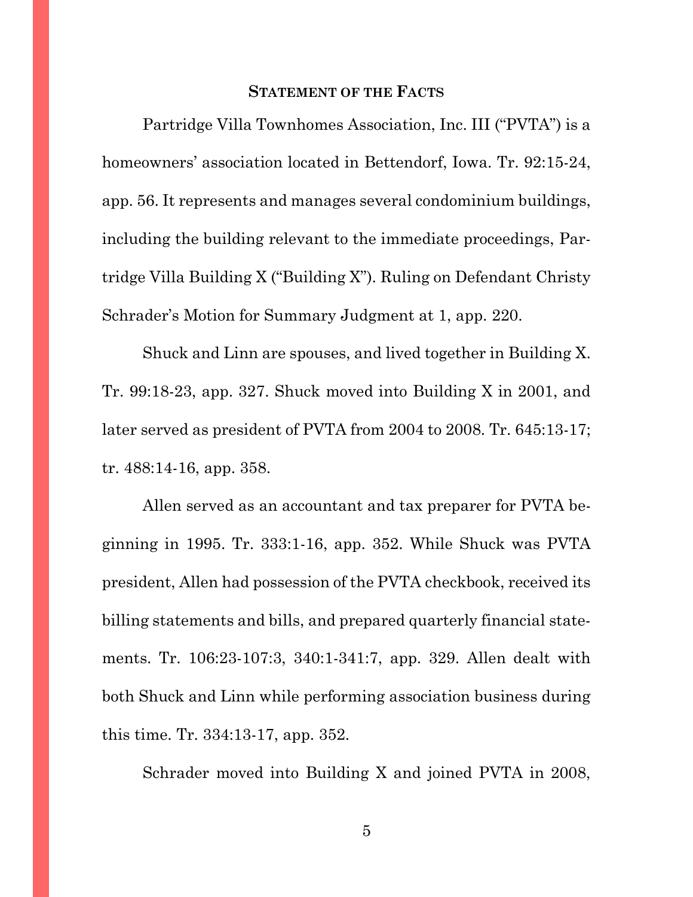## STATEMENT OF THE FACTS

Partridge Villa Townhomes Association, Inc. III ("PVTA") is a homeowners' association located in Bettendorf, Iowa. Tr. 92:15-24, app. 56. It represents and manages several condominium buildings, including the building relevant to the immediate proceedings, Partridge Villa Building X ("Building X"). Ruling on Defendant Christy Schrader's Motion for Summary Judgment at 1, app. 220.

Shuck and Linn are spouses, and lived together in Building X. Tr. 99:18-23, app. 327. Shuck moved into Building X in 2001, and later served as president of PVTA from 2004 to 2008. Tr. 645:13-17; tr. 488:14-16, app. 358.

Allen served as an accountant and tax preparer for PVTA beginning in 1995. Tr. 333:1-16, app. 352. While Shuck was PVTA president, Allen had possession of the PVTA checkbook, received its billing statements and bills, and prepared quarterly financial statements. Tr. 106:23-107:3, 340:1-341:7, app. 329. Allen dealt with both Shuck and Linn while performing association business during this time. Tr. 334:13-17, app. 352.

Schrader moved into Building X and joined PVTA in 2008,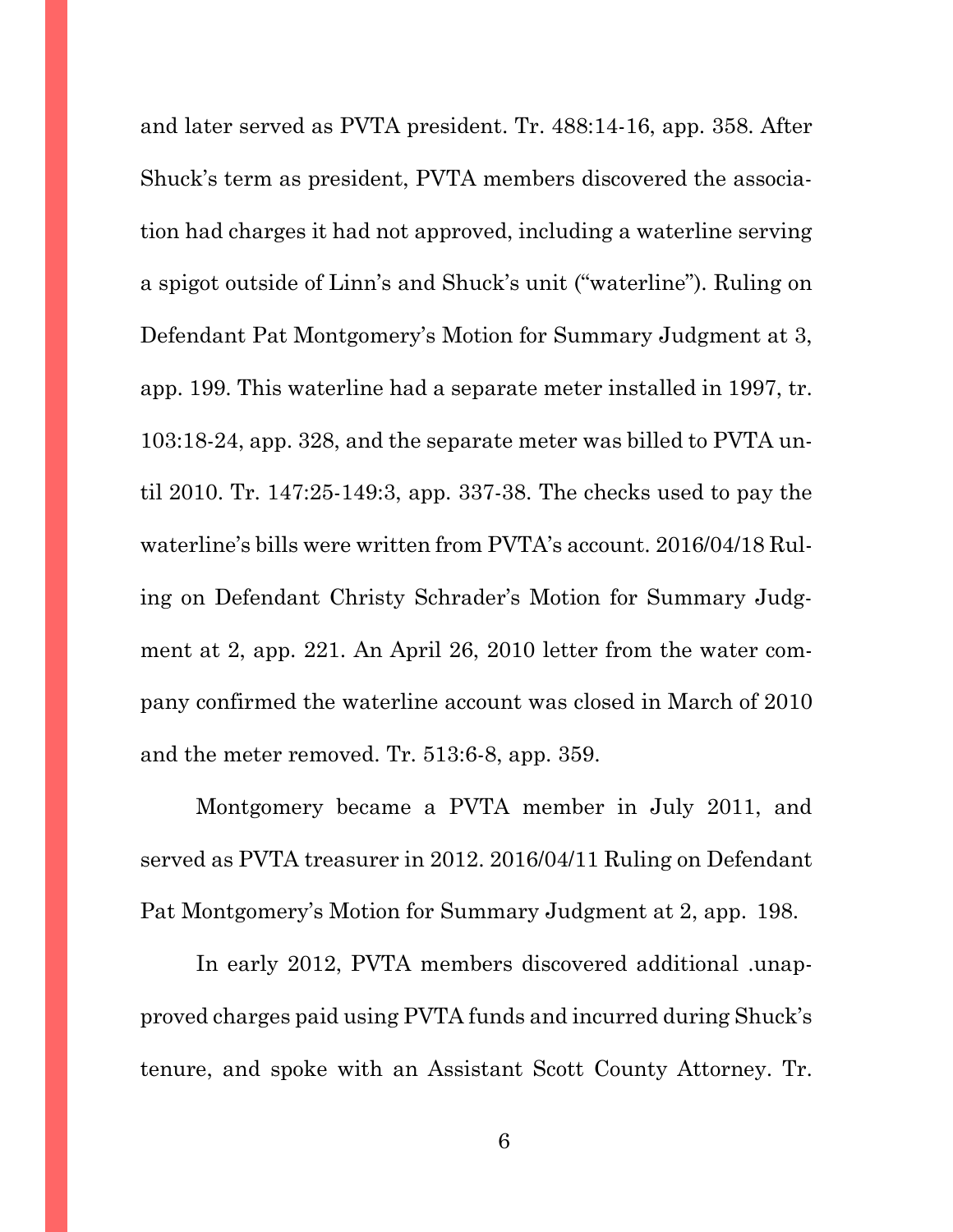and later served as PVTA president. Tr. 488:14-16, app. 358. After Shuck's term as president, PVTA members discovered the association had charges it had not approved, including a waterline serving a spigot outside of Linn's and Shuck's unit ("waterline"). Ruling on Defendant Pat Montgomery's Motion for Summary Judgment at 3, app. 199. This waterline had a separate meter installed in 1997, tr. 103:18-24, app. 328, and the separate meter was billed to PVTA until 2010. Tr. 147:25-149:3, app. 337-38. The checks used to pay the waterline's bills were written from PVTA's account. 2016/04/18 Ruling on Defendant Christy Schrader's Motion for Summary Judgment at 2, app. 221. An April 26, 2010 letter from the water company confirmed the waterline account was closed in March of 2010 and the meter removed. Tr. 513:6-8, app. 359.

Montgomery became a PVTA member in July 2011, and served as PVTA treasurer in 2012. 2016/04/11 Ruling on Defendant Pat Montgomery's Motion for Summary Judgment at 2, app. 198.

In early 2012, PVTA members discovered additional .unapproved charges paid using PVTA funds and incurred during Shuck's tenure, and spoke with an Assistant Scott County Attorney. Tr.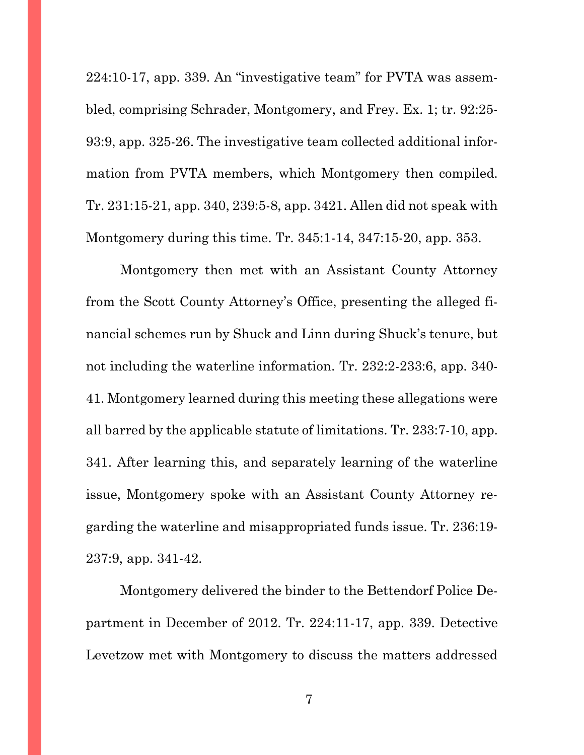224:10-17, app. 339. An "investigative team" for PVTA was assembled, comprising Schrader, Montgomery, and Frey. Ex. 1; tr. 92:25-93:9, app. 325-26. The investigative team collected additional information from PVTA members, which Montgomery then compiled. Tr. 231:15-21, app. 340, 239:5-8, app. 3421. Allen did not speak with Montgomery during this time. Tr. 345:1-14, 347:15-20, app. 353.

Montgomery then met with an Assistant County Attorney from the Scott County Attorney's Office, presenting the alleged financial schemes run by Shuck and Linn during Shuck's tenure, but not including the waterline information. Tr. 232:2-233:6, app. 340-41. Montgomery learned during this meeting these allegations were all barred by the applicable statute of limitations. Tr. 233:7-10, app. 341. After learning this, and separately learning of the waterline issue, Montgomery spoke with an Assistant County Attorney regarding the waterline and misappropriated funds issue. Tr. 236:19-237:9, app. 341-42.

Montgomery delivered the binder to the Bettendorf Police Department in December of 2012. Tr. 224:11-17, app. 339. Detective Levetzow met with Montgomery to discuss the matters addressed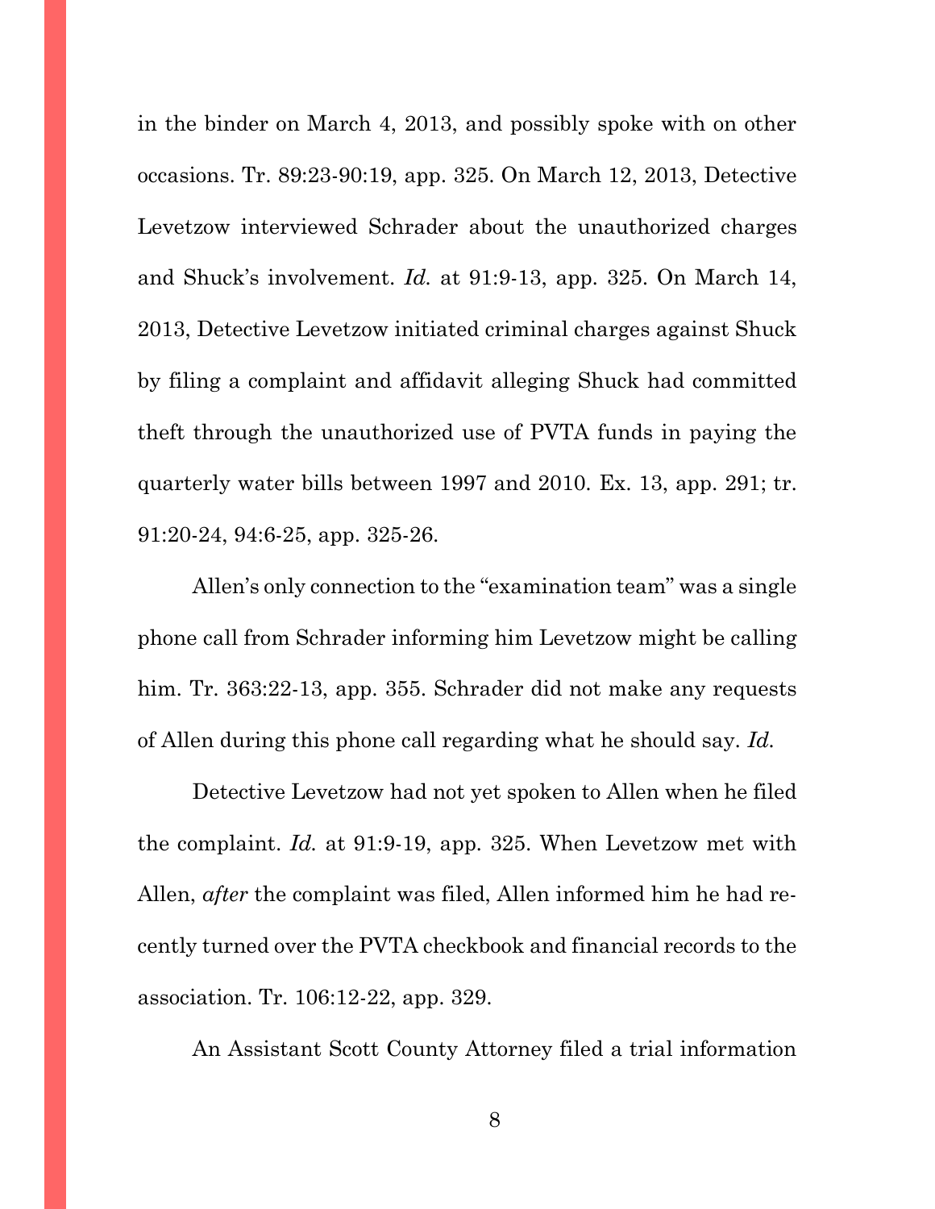in the binder on March 4, 2013, and possibly spoke with on other occasions. Tr. 89:23-90:19, app. 325. On March 12, 2013, Detective Levetzow interviewed Schrader about the unauthorized charges and Shuck's involvement. *Id.* at 91:9-13, app. 325. On March 14, 2013, Detective Levetzow initiated criminal charges against Shuck by filing a complaint and affidavit alleging Shuck had committed theft through the unauthorized use of PVTA funds in paying the quarterly water bills between 1997 and 2010. Ex. 13, app. 291; tr. 91:20-24, 94:6-25, app. 325-26.

Allen's only connection to the "examination team" was a single phone call from Schrader informing him Levetzow might be calling him. Tr. 363:22-13, app. 355. Schrader did not make any requests of Allen during this phone call regarding what he should say. *Id.*

Detective Levetzow had not yet spoken to Allen when he filed the complaint. *Id.* at 91:9-19, app. 325. When Levetzow met with Allen, *after* the complaint was filed, Allen informed him he had recently turned over the PVTA checkbook and financial records to the association. Tr. 106:12-22, app. 329.

An Assistant Scott County Attorney filed a trial information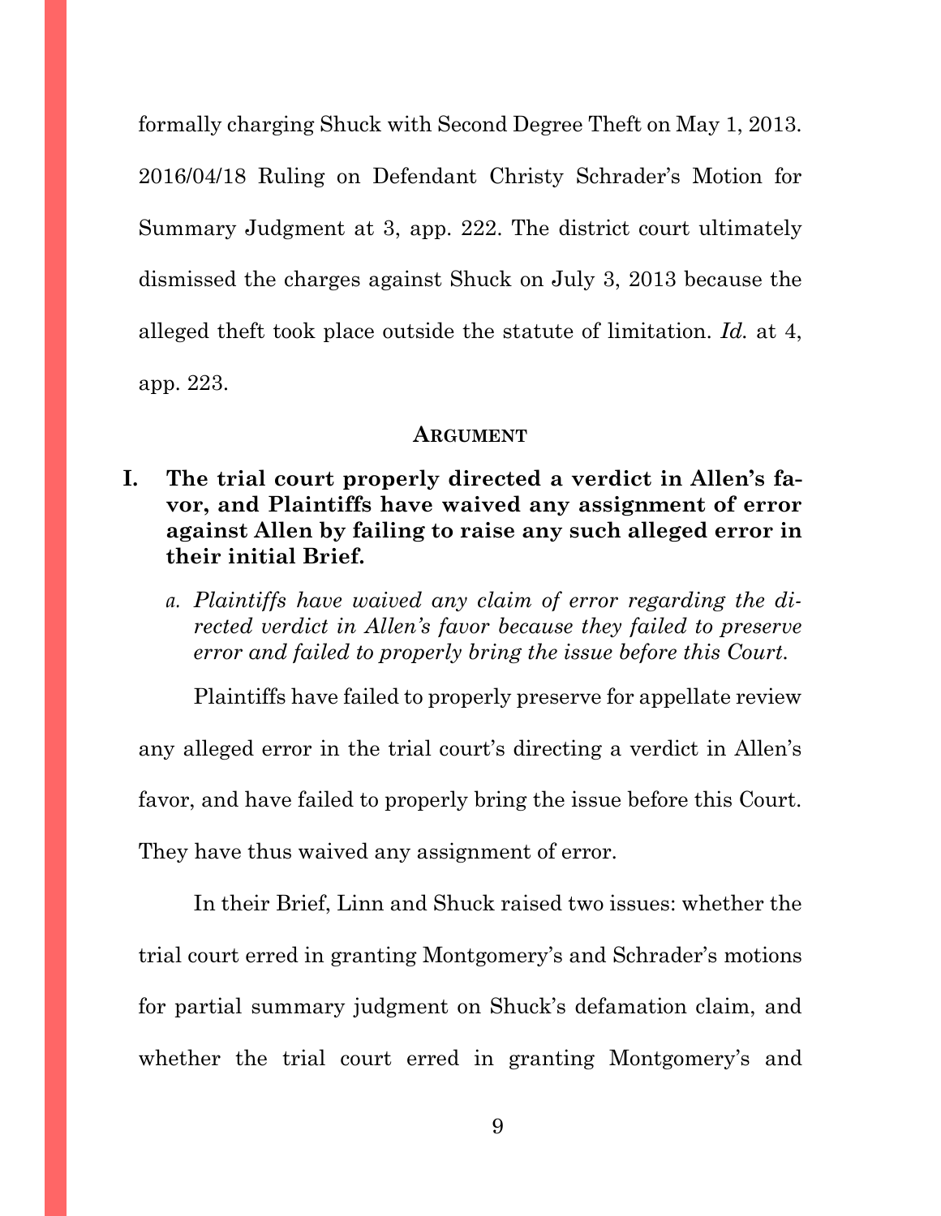formally charging Shuck with Second Degree Theft on May 1, 2013. 2016/04/18 Ruling on Defendant Christy Schrader's Motion for Summary Judgment at 3, app. 222. The district court ultimately dismissed the charges against Shuck on July 3, 2013 because the alleged theft took place outside the statute of limitation. *Id.* at 4, app. 223.

## ARGUMENT

### I. The trial court properly directed a verdict in Allen's favor, and Plaintiffs have waived any assignment of error against Allen by failing to raise any such alleged error in their initial Brief.

#### *a. Plaintiffs have waived any claim of error regarding the directed verdict in Allen's favor because they failed to preserve error and failed to properly bring the issue before this Court.*

Plaintiffs have failed to properly preserve for appellate review any alleged error in the trial court's directing a verdict in Allen's favor, and have failed to properly bring the issue before this Court. They have thus waived any assignment of error.

In their Brief, Linn and Shuck raised two issues: whether the trial court erred in granting Montgomery's and Schrader's motions for partial summary judgment on Shuck's defamation claim, and whether the trial court erred in granting Montgomery's and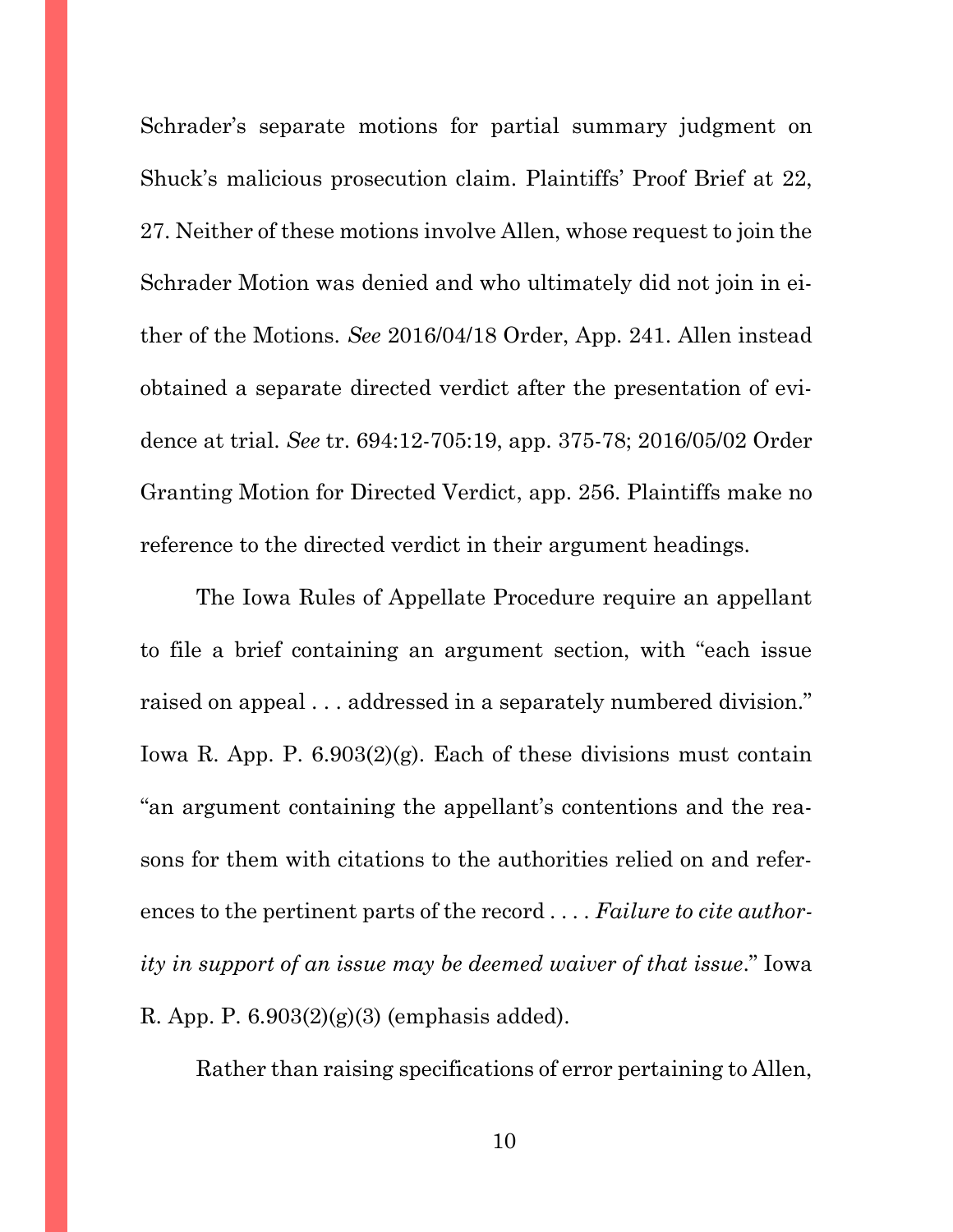Schrader's separate motions for partial summary judgment on Shuck's malicious prosecution claim. Plaintiffs' Proof Brief at 22, 27. Neither of these motions involve Allen, whose request to join the Schrader Motion was denied and who ultimately did not join in either of the Motions. *See* 2016/04/18 Order, App. 241. Allen instead obtained a separate directed verdict after the presentation of evidence at trial. *See* tr. 694:12-705:19, app. 375-78; 2016/05/02 Order Granting Motion for Directed Verdict, app. 256. Plaintiffs make no reference to the directed verdict in their argument headings.

The Iowa Rules of Appellate Procedure require an appellant to file a brief containing an argument section, with "each issue raised on appeal . . . addressed in a separately numbered division." Iowa R. App. P. 6.903(2)(g). Each of these divisions must contain "an argument containing the appellant's contentions and the reasons for them with citations to the authorities relied on and references to the pertinent parts of the record . . . . *Failure to cite authority in support of an issue may be deemed waiver of that issue*." Iowa R. App. P. 6.903(2)(g)(3) (emphasis added).

Rather than raising specifications of error pertaining to Allen,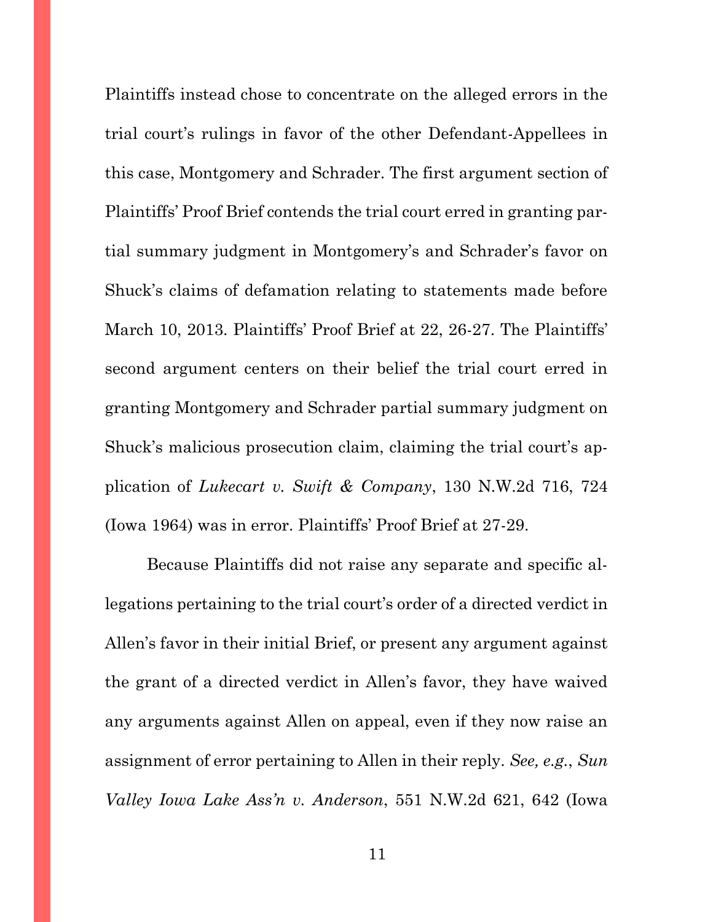Plaintiffs instead chose to concentrate on the alleged errors in the trial court's rulings in favor of the other Defendant-Appellees in this case, Montgomery and Schrader. The first argument section of Plaintiffs' Proof Brief contends the trial court erred in granting partial summary judgment in Montgomery's and Schrader's favor on Shuck's claims of defamation relating to statements made before March 10, 2013. Plaintiffs' Proof Brief at 22, 26-27. The Plaintiffs' second argument centers on their belief the trial court erred in granting Montgomery and Schrader partial summary judgment on Shuck's malicious prosecution claim, claiming the trial court's application of *Lukecart v. Swift & Company*, 130 N.W.2d 716, 724 (Iowa 1964) was in error. Plaintiffs' Proof Brief at 27-29.

Because Plaintiffs did not raise any separate and specific allegations pertaining to the trial court's order of a directed verdict in Allen's favor in their initial Brief, or present any argument against the grant of a directed verdict in Allen's favor, they have waived any arguments against Allen on appeal, even if they now raise an assignment of error pertaining to Allen in their reply. *See, e.g.*, *Sun Valley Iowa Lake Ass'n v. Anderson*, 551 N.W.2d 621, 642 (Iowa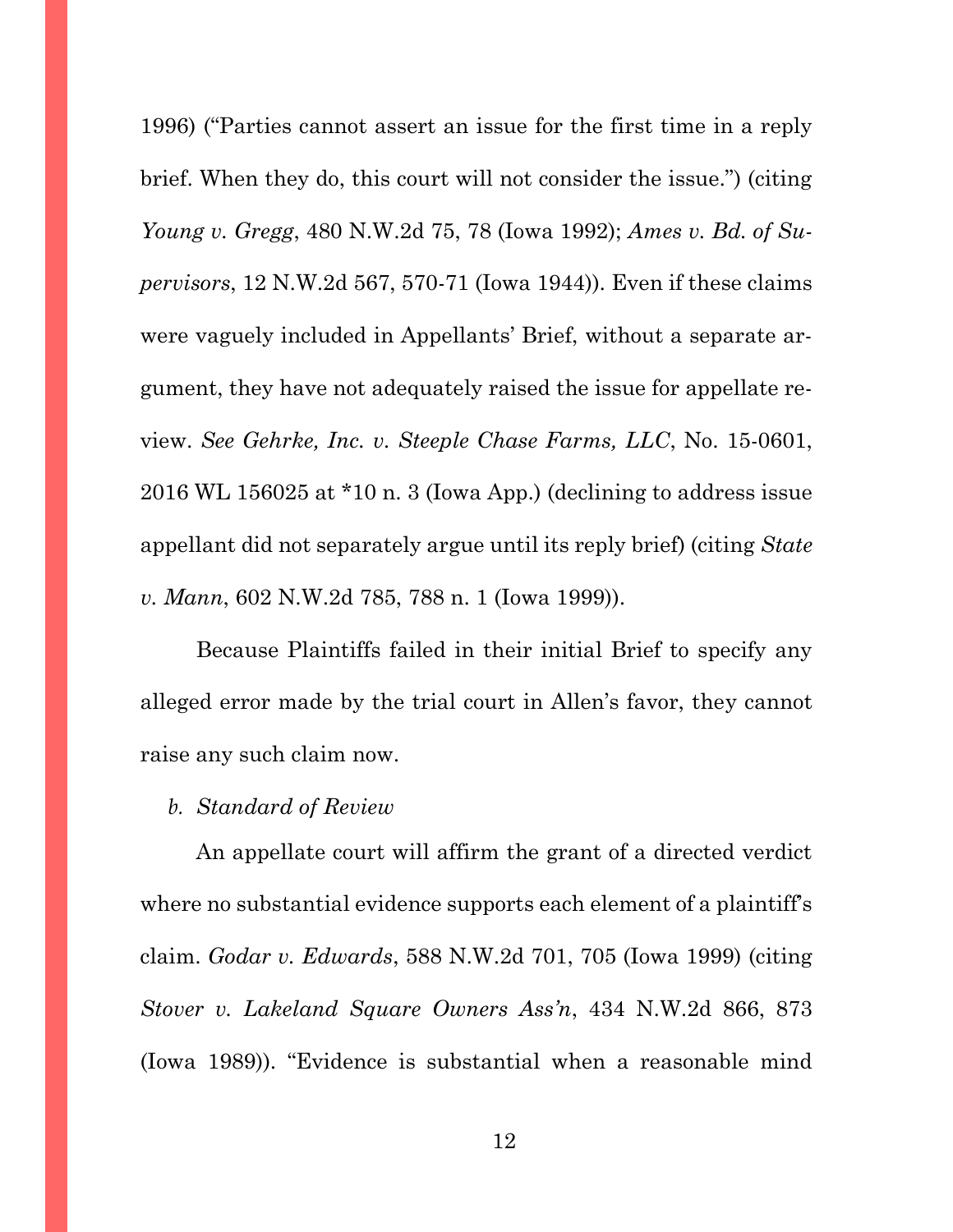1996) ("Parties cannot assert an issue for the first time in a reply brief. When they do, this court will not consider the issue.") (citing *Young v. Gregg*, 480 N.W.2d 75, 78 (Iowa 1992); *Ames v. Bd. of Supervisors*, 12 N.W.2d 567, 570-71 (Iowa 1944)). Even if these claims were vaguely included in Appellants' Brief, without a separate argument, they have not adequately raised the issue for appellate review. *See Gehrke, Inc. v. Steeple Chase Farms, LLC*, No. 15-0601, 2016 WL 156025 at *10 n. 3 (Iowa App.) (declining to address issue appellant did not separately argue until its reply brief) (citing *State v. Mann*, 602 N.W.2d 785, 788 n. 1 (Iowa 1999)).

Because Plaintiffs failed in their initial Brief to specify any alleged error made by the trial court in Allen's favor, they cannot raise any such claim now.

*b. Standard of Review*

An appellate court will affirm the grant of a directed verdict where no substantial evidence supports each element of a plaintiff's claim. *Godar v. Edwards*, 588 N.W.2d 701, 705 (Iowa 1999) (citing *Stover v. Lakeland Square Owners Ass'n*, 434 N.W.2d 866, 873 (Iowa 1989)). "Evidence is substantial when a reasonable mind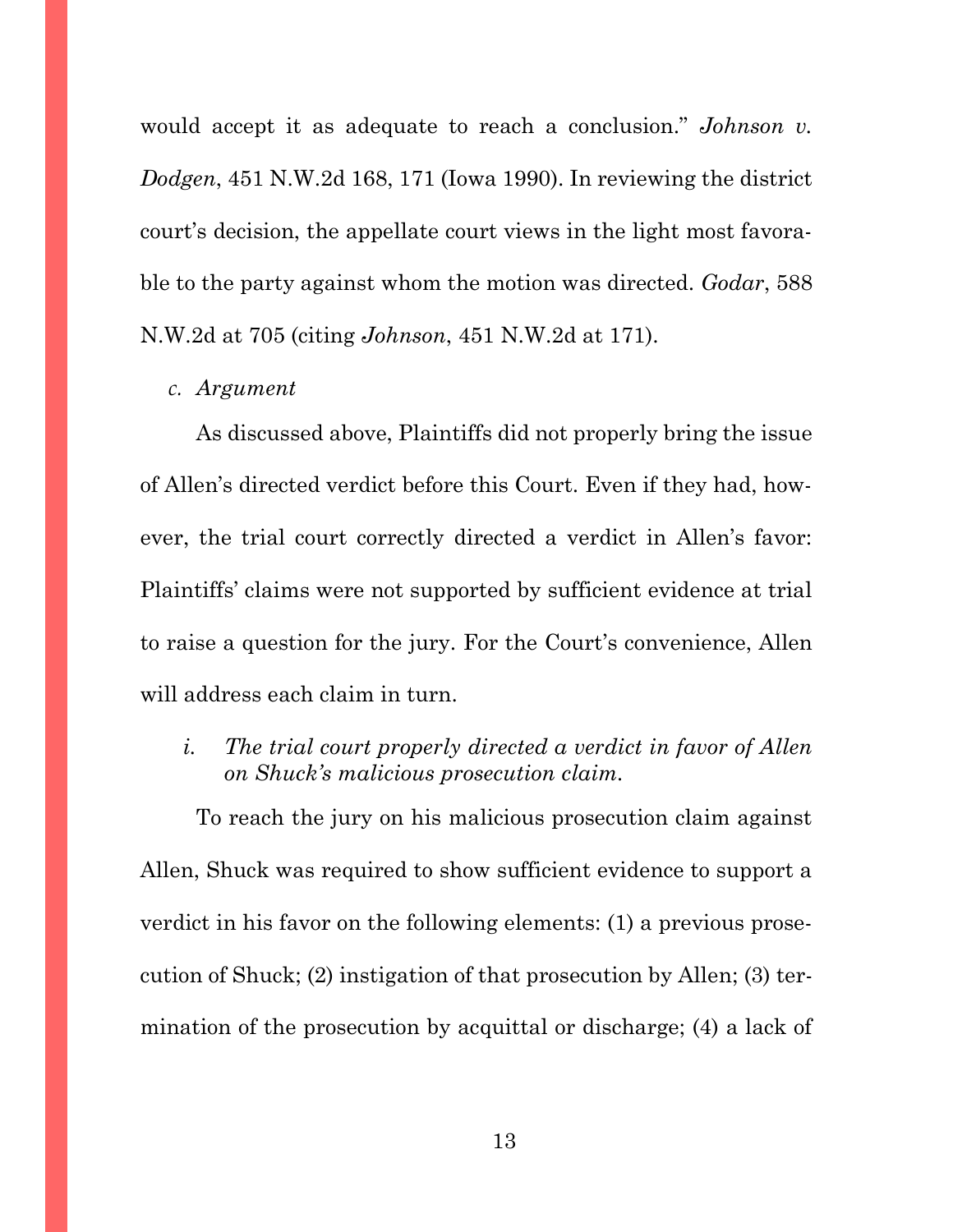would accept it as adequate to reach a conclusion." *Johnson v. Dodgen*, 451 N.W.2d 168, 171 (Iowa 1990). In reviewing the district court's decision, the appellate court views in the light most favorable to the party against whom the motion was directed. *Godar*, 588 N.W.2d at 705 (citing *Johnson*, 451 N.W.2d at 171).

*c. Argument*

As discussed above, Plaintiffs did not properly bring the issue of Allen's directed verdict before this Court. Even if they had, however, the trial court correctly directed a verdict in Allen's favor: Plaintiffs' claims were not supported by sufficient evidence at trial to raise a question for the jury. For the Court's convenience, Allen will address each claim in turn.

*i. The trial court properly directed a verdict in favor of Allen on Shuck's malicious prosecution claim.*

To reach the jury on his malicious prosecution claim against Allen, Shuck was required to show sufficient evidence to support a verdict in his favor on the following elements: (1) a previous prosecution of Shuck; (2) instigation of that prosecution by Allen; (3) termination of the prosecution by acquittal or discharge; (4) a lack of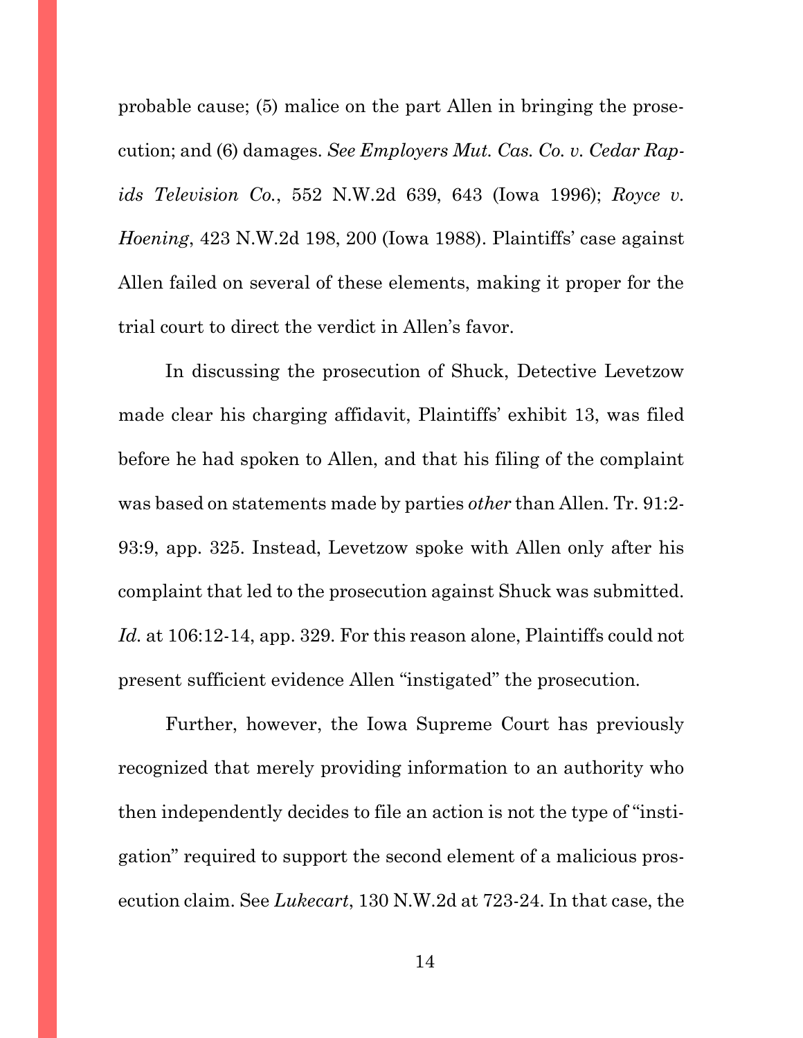probable cause; (5) malice on the part Allen in bringing the prosecution; and (6) damages. *See Employers Mut. Cas. Co. v. Cedar Rapids Television Co.*, 552 N.W.2d 639, 643 (Iowa 1996); *Royce v. Hoening*, 423 N.W.2d 198, 200 (Iowa 1988). Plaintiffs' case against Allen failed on several of these elements, making it proper for the trial court to direct the verdict in Allen's favor.

In discussing the prosecution of Shuck, Detective Levetzow made clear his charging affidavit, Plaintiffs' exhibit 13, was filed before he had spoken to Allen, and that his filing of the complaint was based on statements made by parties *other* than Allen. Tr. 91:2-93:9, app. 325. Instead, Levetzow spoke with Allen only after his complaint that led to the prosecution against Shuck was submitted. *Id.* at 106:12-14, app. 329. For this reason alone, Plaintiffs could not present sufficient evidence Allen "instigated" the prosecution.

Further, however, the Iowa Supreme Court has previously recognized that merely providing information to an authority who then independently decides to file an action is not the type of "instigation" required to support the second element of a malicious prosecution claim. See *Lukecart*, 130 N.W.2d at 723-24. In that case, the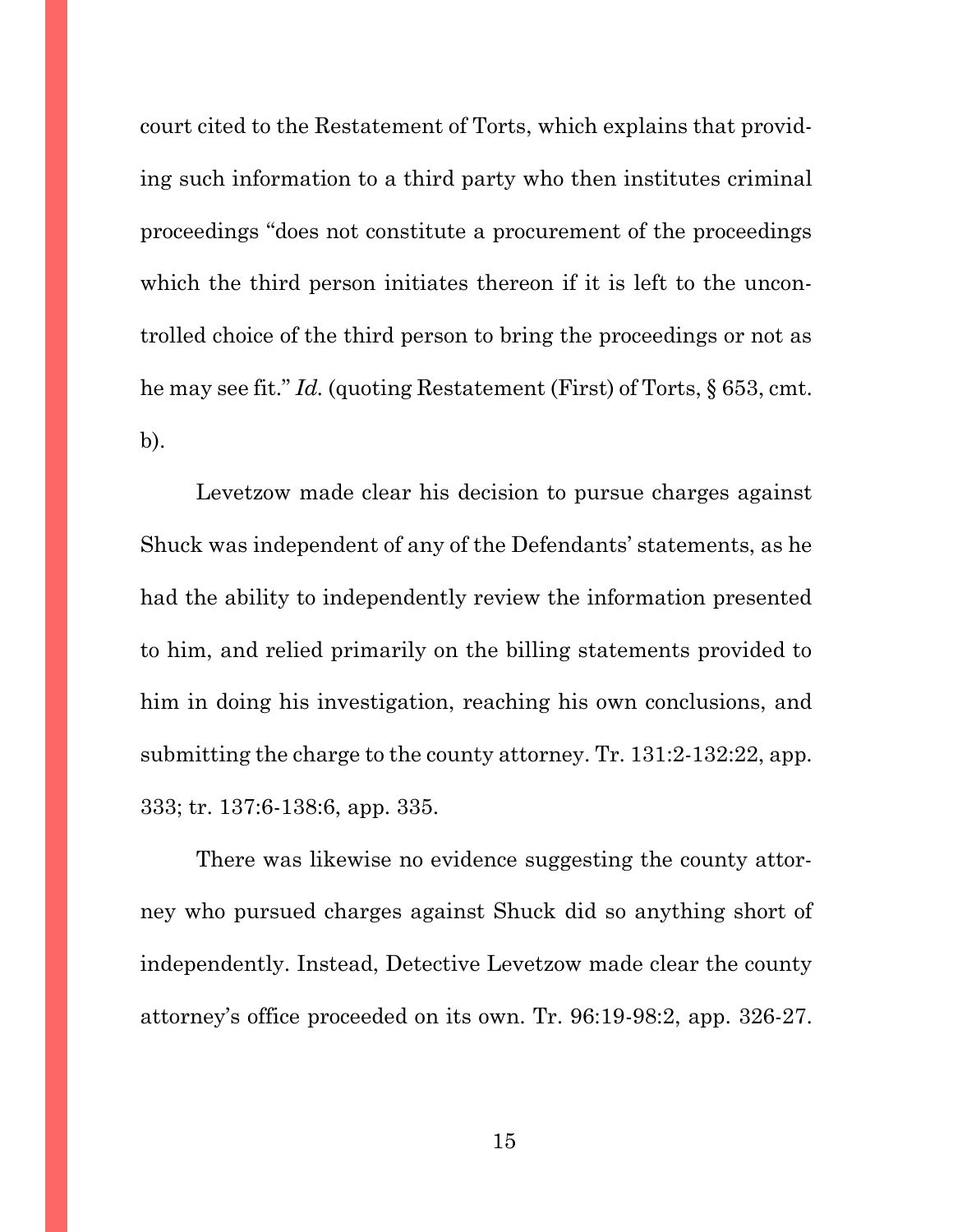court cited to the Restatement of Torts, which explains that providing such information to a third party who then institutes criminal proceedings "does not constitute a procurement of the proceedings which the third person initiates thereon if it is left to the uncontrolled choice of the third person to bring the proceedings or not as he may see fit." *Id.* (quoting Restatement (First) of Torts, § 653, cmt. b).

Levetzow made clear his decision to pursue charges against Shuck was independent of any of the Defendants' statements, as he had the ability to independently review the information presented to him, and relied primarily on the billing statements provided to him in doing his investigation, reaching his own conclusions, and submitting the charge to the county attorney. Tr. 131:2-132:22, app. 333; tr. 137:6-138:6, app. 335.

There was likewise no evidence suggesting the county attorney who pursued charges against Shuck did so anything short of independently. Instead, Detective Levetzow made clear the county attorney's office proceeded on its own. Tr. 96:19-98:2, app. 326-27.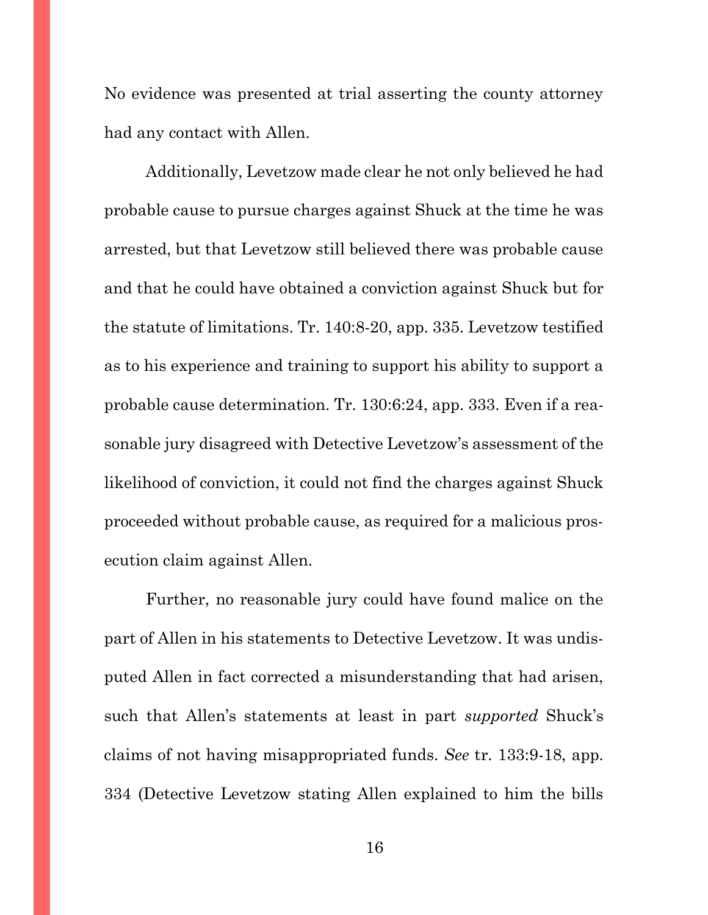No evidence was presented at trial asserting the county attorney had any contact with Allen.

Additionally, Levetzow made clear he not only believed he had probable cause to pursue charges against Shuck at the time he was arrested, but that Levetzow still believed there was probable cause and that he could have obtained a conviction against Shuck but for the statute of limitations. Tr. 140:8-20, app. 335. Levetzow testified as to his experience and training to support his ability to support a probable cause determination. Tr. 130:6:24, app. 333. Even if a reasonable jury disagreed with Detective Levetzow's assessment of the likelihood of conviction, it could not find the charges against Shuck proceeded without probable cause, as required for a malicious prosecution claim against Allen.

Further, no reasonable jury could have found malice on the part of Allen in his statements to Detective Levetzow. It was undisputed Allen in fact corrected a misunderstanding that had arisen, such that Allen's statements at least in part *supported* Shuck's claims of not having misappropriated funds. *See* tr. 133:9-18, app. 334 (Detective Levetzow stating Allen explained to him the bills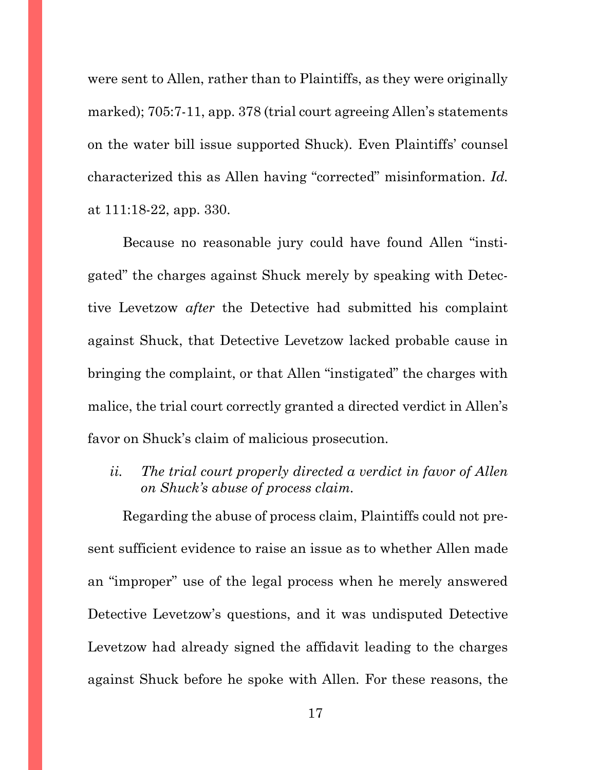were sent to Allen, rather than to Plaintiffs, as they were originally marked); 705:7-11, app. 378 (trial court agreeing Allen's statements on the water bill issue supported Shuck). Even Plaintiffs' counsel characterized this as Allen having "corrected" misinformation. *Id.* at 111:18-22, app. 330.

Because no reasonable jury could have found Allen "instigated" the charges against Shuck merely by speaking with Detective Levetzow *after* the Detective had submitted his complaint against Shuck, that Detective Levetzow lacked probable cause in bringing the complaint, or that Allen "instigated" the charges with malice, the trial court correctly granted a directed verdict in Allen's favor on Shuck's claim of malicious prosecution.

*ii. The trial court properly directed a verdict in favor of Allen on Shuck's abuse of process claim.*

Regarding the abuse of process claim, Plaintiffs could not present sufficient evidence to raise an issue as to whether Allen made an "improper" use of the legal process when he merely answered Detective Levetzow's questions, and it was undisputed Detective Levetzow had already signed the affidavit leading to the charges against Shuck before he spoke with Allen. For these reasons, the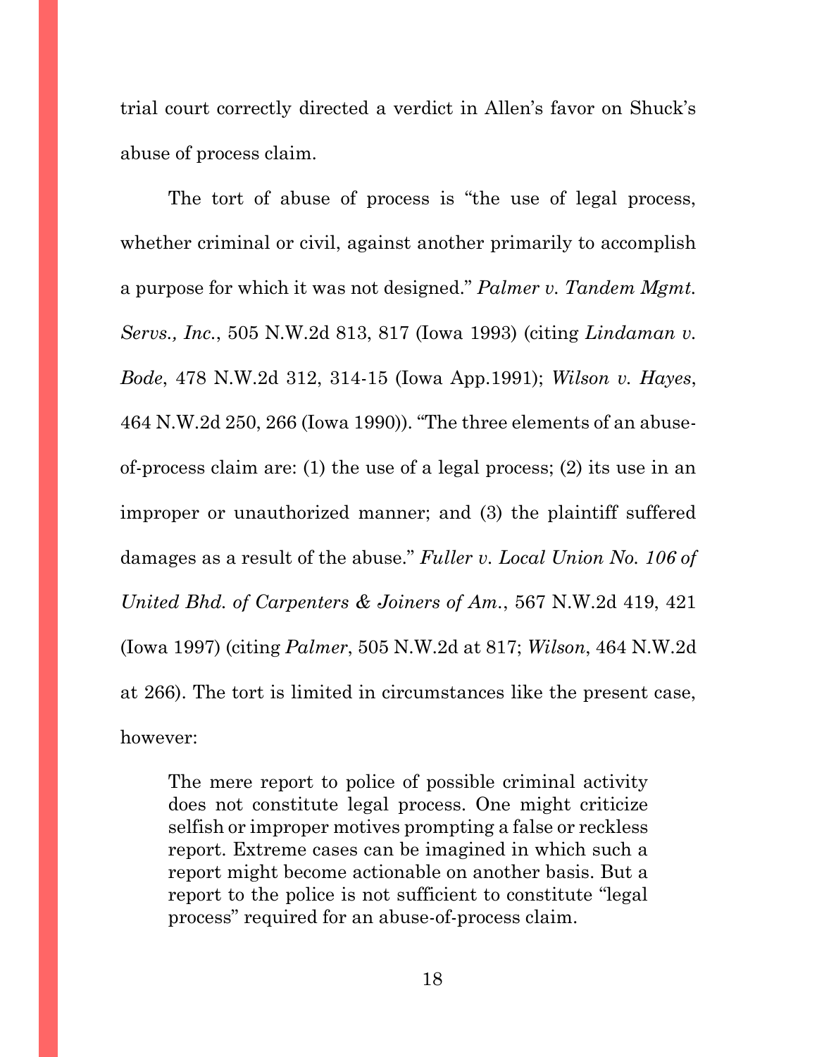trial court correctly directed a verdict in Allen's favor on Shuck's abuse of process claim.

The tort of abuse of process is "the use of legal process, whether criminal or civil, against another primarily to accomplish a purpose for which it was not designed." *Palmer v. Tandem Mgmt. Servs., Inc.*, 505 N.W.2d 813, 817 (Iowa 1993) (citing *Lindaman v. Bode*, 478 N.W.2d 312, 314-15 (Iowa App.1991); *Wilson v. Hayes*, 464 N.W.2d 250, 266 (Iowa 1990)). "The three elements of an abuse-of-process claim are: (1) the use of a legal process; (2) its use in an improper or unauthorized manner; and (3) the plaintiff suffered damages as a result of the abuse." *Fuller v. Local Union No. 106 of United Bhd. of Carpenters & Joiners of Am.*, 567 N.W.2d 419, 421 (Iowa 1997) (citing *Palmer*, 505 N.W.2d at 817; *Wilson*, 464 N.W.2d at 266). The tort is limited in circumstances like the present case, however:

> The mere report to police of possible criminal activity does not constitute legal process. One might criticize selfish or improper motives prompting a false or reckless report. Extreme cases can be imagined in which such a report might become actionable on another basis. But a report to the police is not sufficient to constitute "legal process" required for an abuse-of-process claim.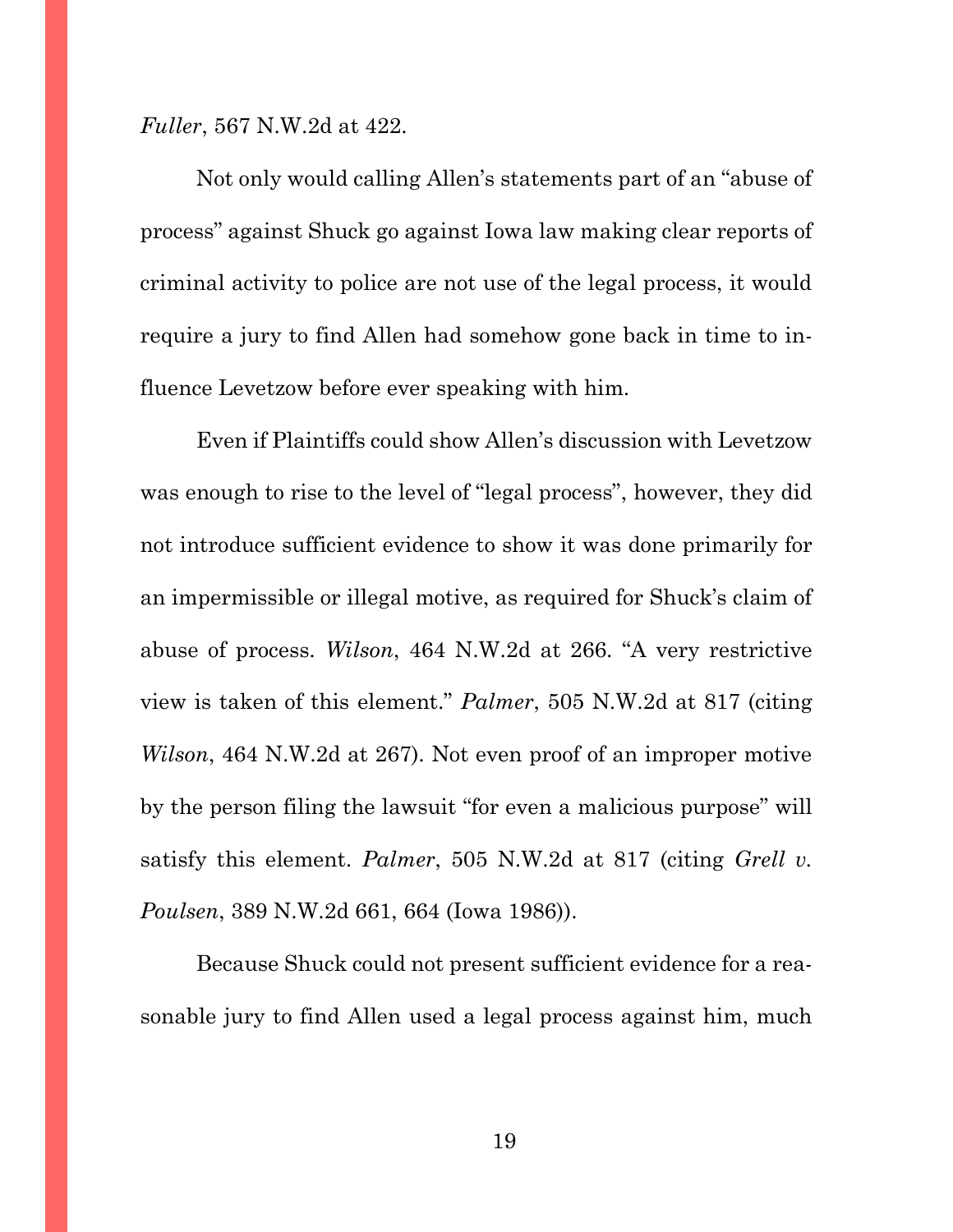*Fuller*, 567 N.W.2d at 422.

Not only would calling Allen's statements part of an "abuse of process" against Shuck go against Iowa law making clear reports of criminal activity to police are not use of the legal process, it would require a jury to find Allen had somehow gone back in time to influence Levetzow before ever speaking with him.

Even if Plaintiffs could show Allen's discussion with Levetzow was enough to rise to the level of "legal process", however, they did not introduce sufficient evidence to show it was done primarily for an impermissible or illegal motive, as required for Shuck's claim of abuse of process. *Wilson*, 464 N.W.2d at 266. "A very restrictive view is taken of this element." *Palmer*, 505 N.W.2d at 817 (citing *Wilson*, 464 N.W.2d at 267). Not even proof of an improper motive by the person filing the lawsuit "for even a malicious purpose" will satisfy this element. *Palmer*, 505 N.W.2d at 817 (citing *Grell v. Poulsen*, 389 N.W.2d 661, 664 (Iowa 1986)).

Because Shuck could not present sufficient evidence for a reasonable jury to find Allen used a legal process against him, much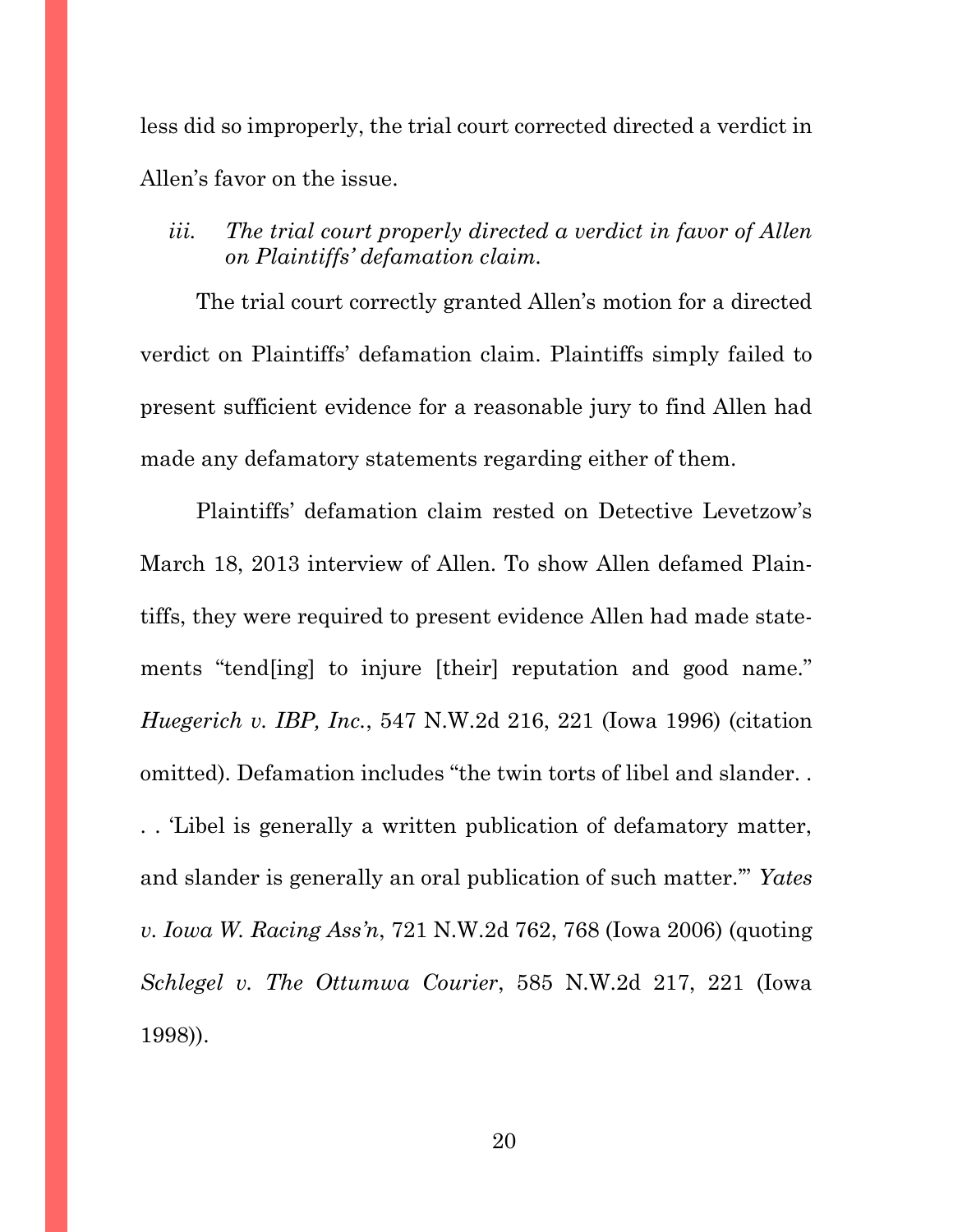less did so improperly, the trial court corrected directed a verdict in Allen's favor on the issue.

*iii. The trial court properly directed a verdict in favor of Allen on Plaintiffs' defamation claim.*

The trial court correctly granted Allen's motion for a directed verdict on Plaintiffs' defamation claim. Plaintiffs simply failed to present sufficient evidence for a reasonable jury to find Allen had made any defamatory statements regarding either of them.

Plaintiffs' defamation claim rested on Detective Levetzow's March 18, 2013 interview of Allen. To show Allen defamed Plaintiffs, they were required to present evidence Allen had made statements "tend[ing] to injure [their] reputation and good name." *Huegerich v. IBP, Inc.*, 547 N.W.2d 216, 221 (Iowa 1996) (citation omitted). Defamation includes "the twin torts of libel and slander. . . . 'Libel is generally a written publication of defamatory matter, and slander is generally an oral publication of such matter.'" *Yates v. Iowa W. Racing Ass'n*, 721 N.W.2d 762, 768 (Iowa 2006) (quoting *Schlegel v. The Ottumwa Courier*, 585 N.W.2d 217, 221 (Iowa 1998)).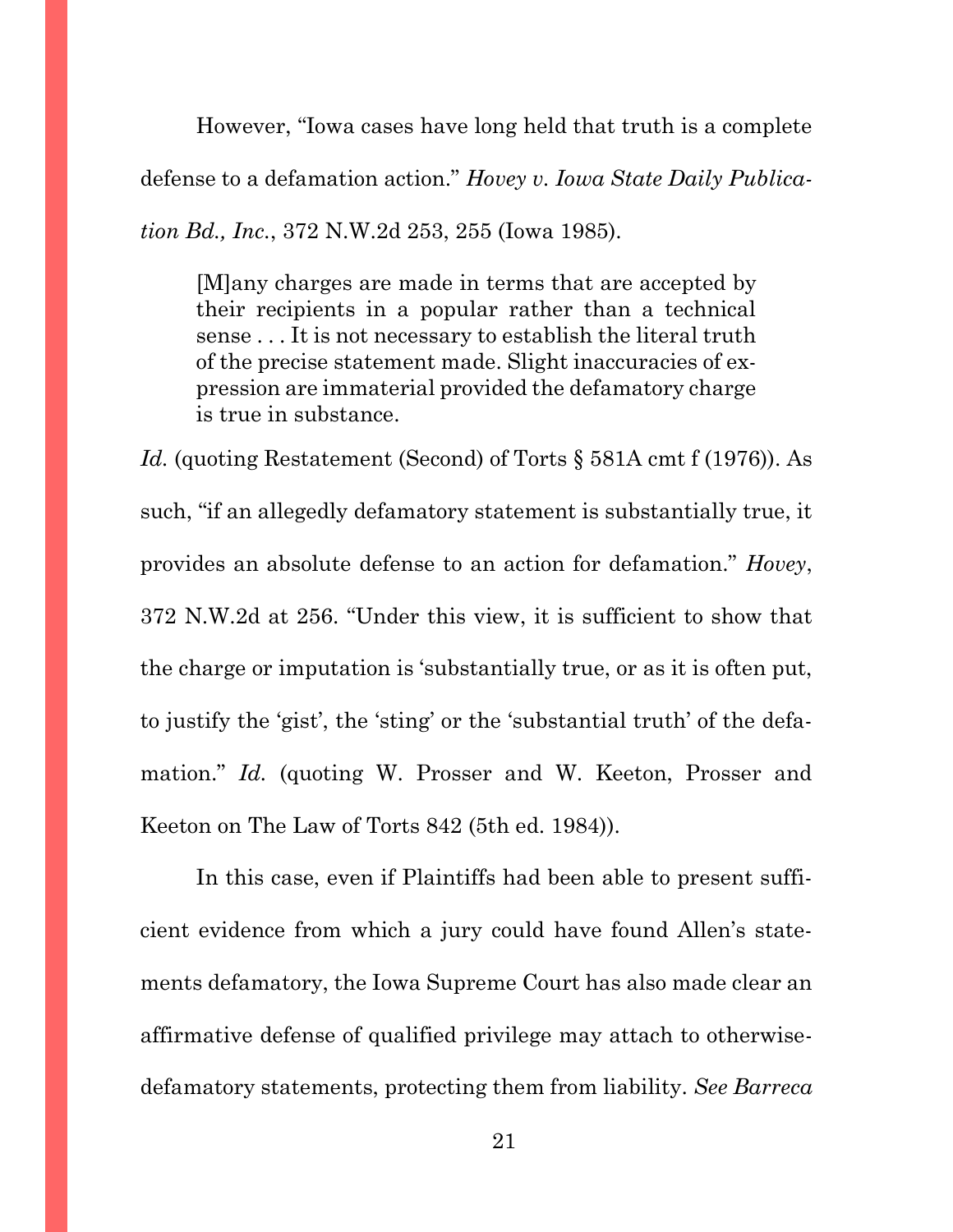However, "Iowa cases have long held that truth is a complete defense to a defamation action." *Hovey v. Iowa State Daily Publication Bd., Inc.*, 372 N.W.2d 253, 255 (Iowa 1985).

> [M]any charges are made in terms that are accepted by their recipients in a popular rather than a technical sense . . . It is not necessary to establish the literal truth of the precise statement made. Slight inaccuracies of expression are immaterial provided the defamatory charge is true in substance.

*Id.* (quoting Restatement (Second) of Torts § 581A cmt f (1976)). As such, "if an allegedly defamatory statement is substantially true, it provides an absolute defense to an action for defamation." *Hovey*, 372 N.W.2d at 256. "Under this view, it is sufficient to show that the charge or imputation is 'substantially true, or as it is often put, to justify the 'gist', the 'sting' or the 'substantial truth' of the defamation." *Id.* (quoting W. Prosser and W. Keeton, Prosser and Keeton on The Law of Torts 842 (5th ed. 1984)).

In this case, even if Plaintiffs had been able to present sufficient evidence from which a jury could have found Allen's statements defamatory, the Iowa Supreme Court has also made clear an affirmative defense of qualified privilege may attach to otherwise-defamatory statements, protecting them from liability. *See Barreca*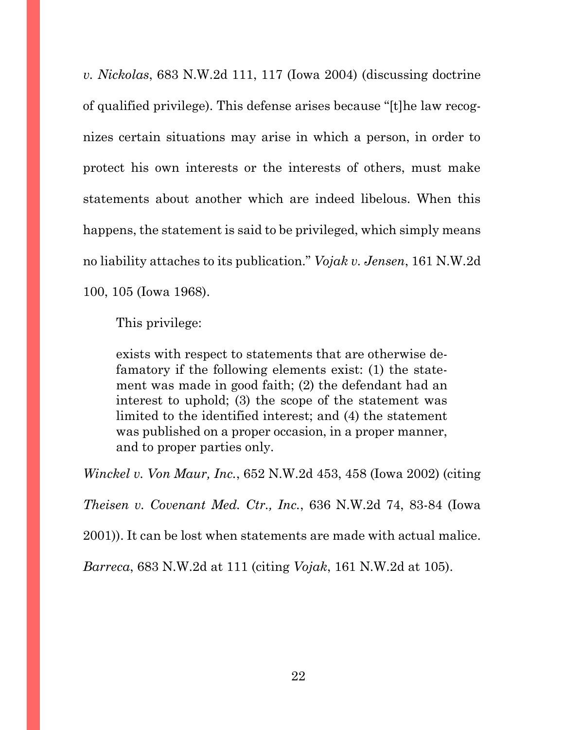*v. Nickolas*, 683 N.W.2d 111, 117 (Iowa 2004) (discussing doctrine of qualified privilege). This defense arises because "[t]he law recognizes certain situations may arise in which a person, in order to protect his own interests or the interests of others, must make statements about another which are indeed libelous. When this happens, the statement is said to be privileged, which simply means no liability attaches to its publication." *Vojak v. Jensen*, 161 N.W.2d 100, 105 (Iowa 1968).

This privilege:

> exists with respect to statements that are otherwise defamatory if the following elements exist: (1) the statement was made in good faith; (2) the defendant had an interest to uphold; (3) the scope of the statement was limited to the identified interest; and (4) the statement was published on a proper occasion, in a proper manner, and to proper parties only.

*Winckel v. Von Maur, Inc.*, 652 N.W.2d 453, 458 (Iowa 2002) (citing *Theisen v. Covenant Med. Ctr., Inc.*, 636 N.W.2d 74, 83-84 (Iowa 2001)). It can be lost when statements are made with actual malice. *Barreca*, 683 N.W.2d at 111 (citing *Vojak*, 161 N.W.2d at 105).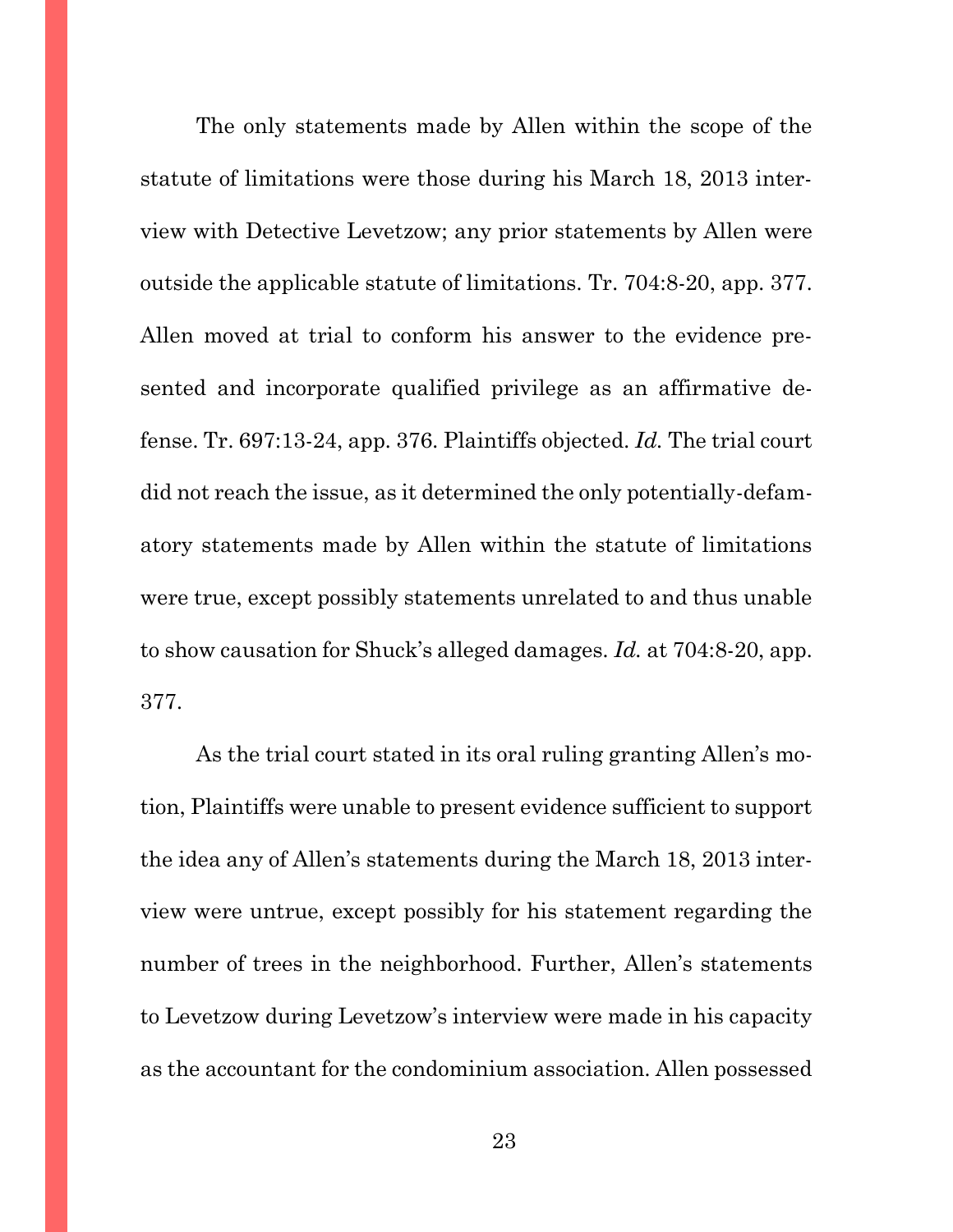The only statements made by Allen within the scope of the statute of limitations were those during his March 18, 2013 interview with Detective Levetzow; any prior statements by Allen were outside the applicable statute of limitations. Tr. 704:8-20, app. 377. Allen moved at trial to conform his answer to the evidence presented and incorporate qualified privilege as an affirmative defense. Tr. 697:13-24, app. 376. Plaintiffs objected. *Id.* The trial court did not reach the issue, as it determined the only potentially-defamatory statements made by Allen within the statute of limitations were true, except possibly statements unrelated to and thus unable to show causation for Shuck's alleged damages. *Id.* at 704:8-20, app. 377.

As the trial court stated in its oral ruling granting Allen's motion, Plaintiffs were unable to present evidence sufficient to support the idea any of Allen's statements during the March 18, 2013 interview were untrue, except possibly for his statement regarding the number of trees in the neighborhood. Further, Allen's statements to Levetzow during Levetzow's interview were made in his capacity as the accountant for the condominium association. Allen possessed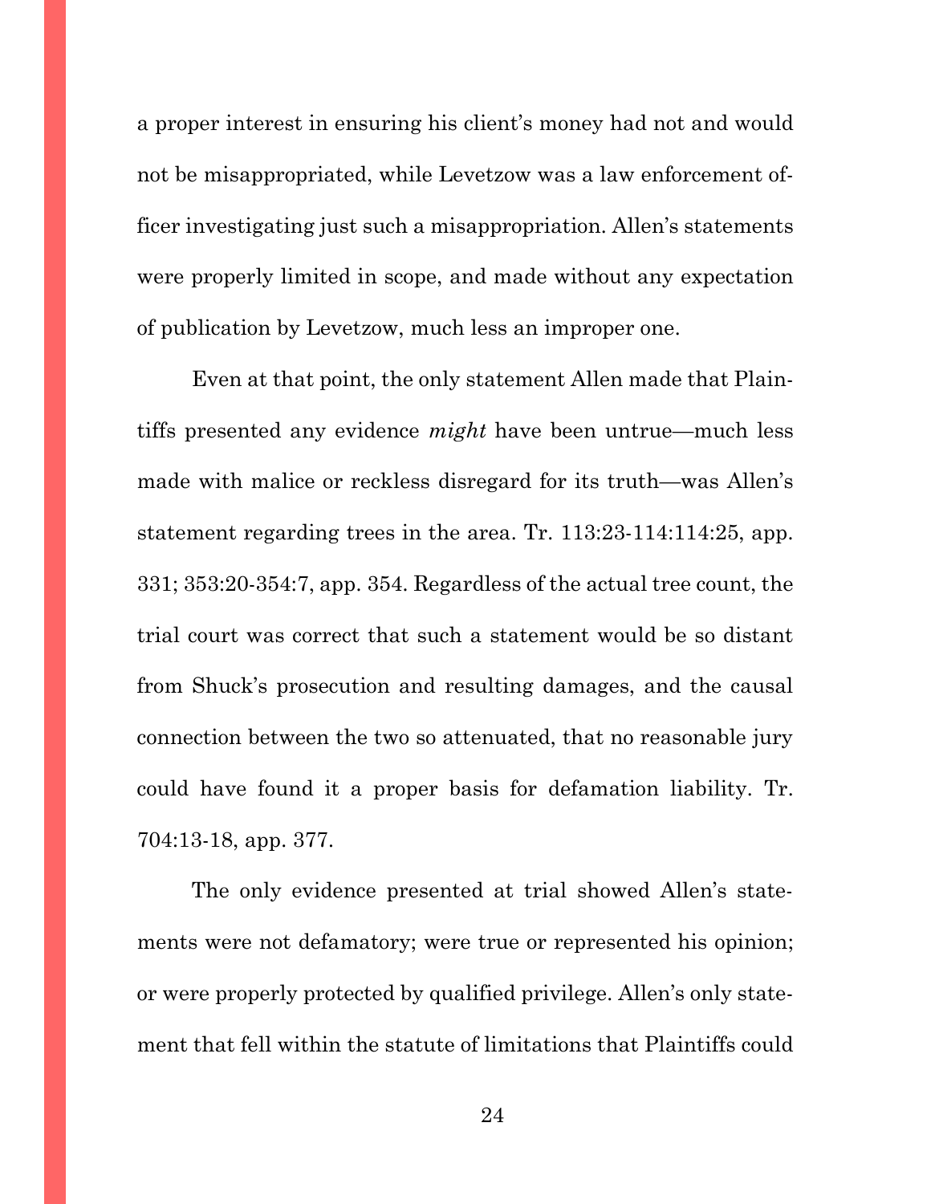a proper interest in ensuring his client's money had not and would not be misappropriated, while Levetzow was a law enforcement officer investigating just such a misappropriation. Allen's statements were properly limited in scope, and made without any expectation of publication by Levetzow, much less an improper one.

Even at that point, the only statement Allen made that Plaintiffs presented any evidence *might* have been untrue—much less made with malice or reckless disregard for its truth—was Allen's statement regarding trees in the area. Tr. 113:23-114:114:25, app. 331; 353:20-354:7, app. 354. Regardless of the actual tree count, the trial court was correct that such a statement would be so distant from Shuck's prosecution and resulting damages, and the causal connection between the two so attenuated, that no reasonable jury could have found it a proper basis for defamation liability. Tr. 704:13-18, app. 377.

The only evidence presented at trial showed Allen's statements were not defamatory; were true or represented his opinion; or were properly protected by qualified privilege. Allen's only statement that fell within the statute of limitations that Plaintiffs could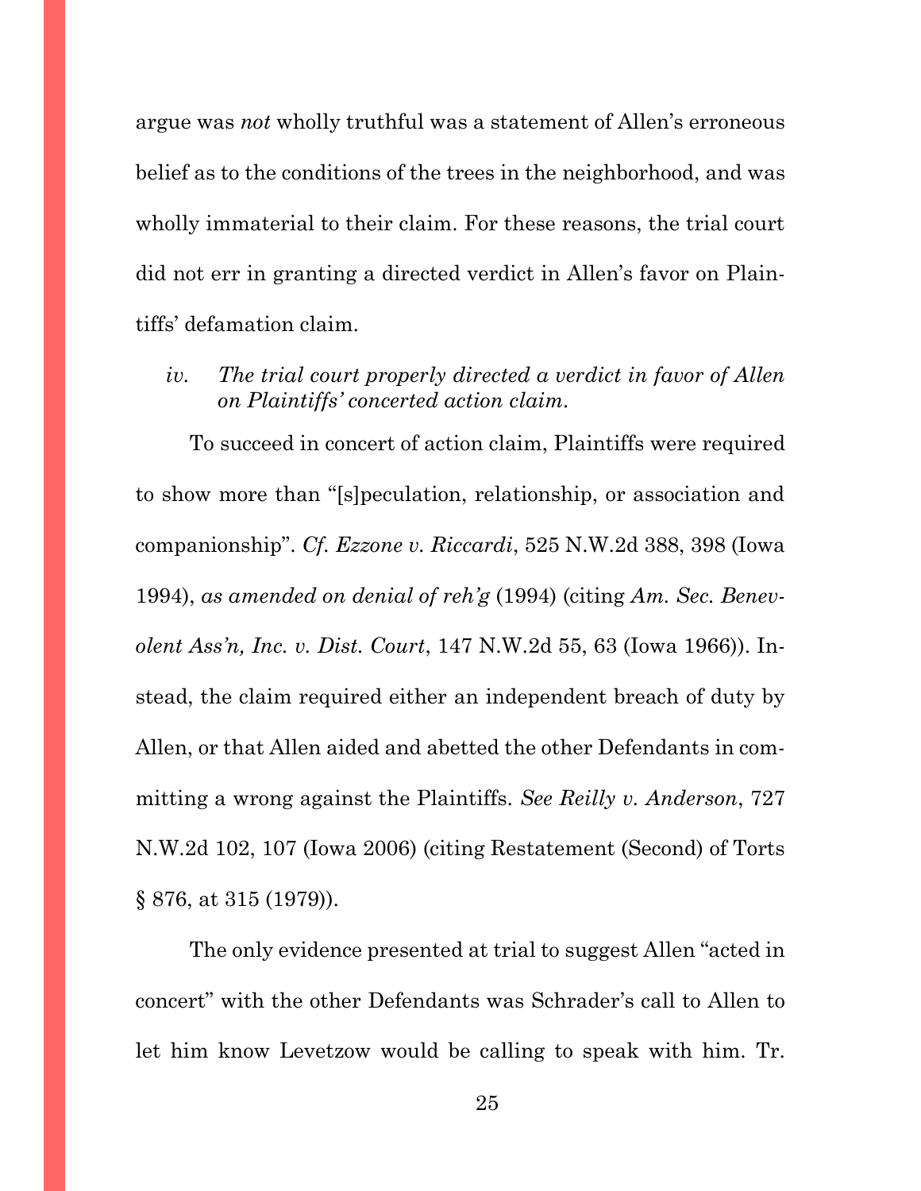argue was *not* wholly truthful was a statement of Allen's erroneous belief as to the conditions of the trees in the neighborhood, and was wholly immaterial to their claim. For these reasons, the trial court did not err in granting a directed verdict in Allen's favor on Plaintiffs' defamation claim.

*iv. The trial court properly directed a verdict in favor of Allen on Plaintiffs' concerted action claim.*

To succeed in concert of action claim, Plaintiffs were required to show more than "[s]peculation, relationship, or association and companionship". *Cf. Ezzone v. Riccardi*, 525 N.W.2d 388, 398 (Iowa 1994), *as amended on denial of reh'g* (1994) (citing *Am. Sec. Benevolent Ass'n, Inc. v. Dist. Court*, 147 N.W.2d 55, 63 (Iowa 1966)). Instead, the claim required either an independent breach of duty by Allen, or that Allen aided and abetted the other Defendants in committing a wrong against the Plaintiffs. *See Reilly v. Anderson*, 727 N.W.2d 102, 107 (Iowa 2006) (citing Restatement (Second) of Torts § 876, at 315 (1979)).

The only evidence presented at trial to suggest Allen "acted in concert" with the other Defendants was Schrader's call to Allen to let him know Levetzow would be calling to speak with him. Tr.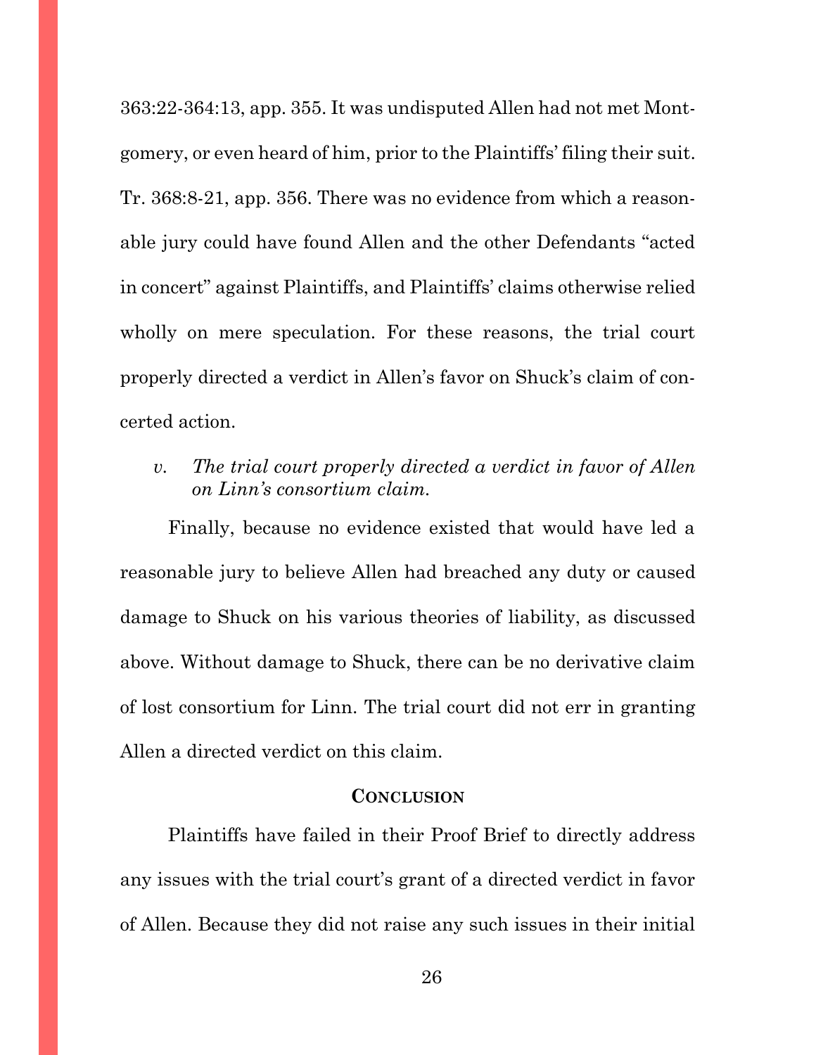363:22-364:13, app. 355. It was undisputed Allen had not met Montgomery, or even heard of him, prior to the Plaintiffs' filing their suit. Tr. 368:8-21, app. 356. There was no evidence from which a reasonable jury could have found Allen and the other Defendants "acted in concert" against Plaintiffs, and Plaintiffs' claims otherwise relied wholly on mere speculation. For these reasons, the trial court properly directed a verdict in Allen's favor on Shuck's claim of concerted action.

*v. The trial court properly directed a verdict in favor of Allen on Linn's consortium claim.*

Finally, because no evidence existed that would have led a reasonable jury to believe Allen had breached any duty or caused damage to Shuck on his various theories of liability, as discussed above. Without damage to Shuck, there can be no derivative claim of lost consortium for Linn. The trial court did not err in granting Allen a directed verdict on this claim.

## CONCLUSION

Plaintiffs have failed in their Proof Brief to directly address any issues with the trial court's grant of a directed verdict in favor of Allen. Because they did not raise any such issues in their initial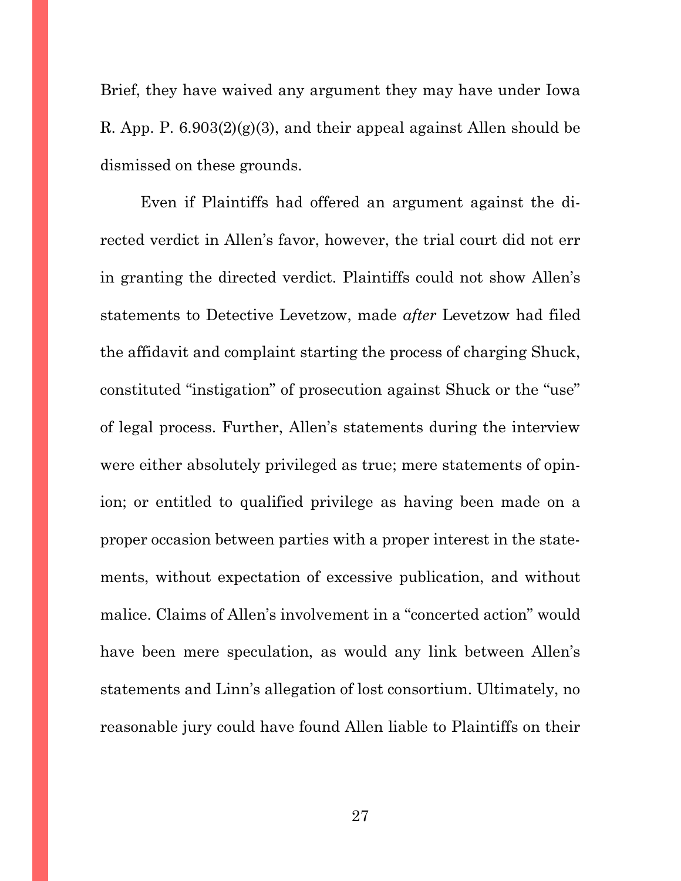Brief, they have waived any argument they may have under Iowa R. App. P. 6.903(2)(g)(3), and their appeal against Allen should be dismissed on these grounds.

Even if Plaintiffs had offered an argument against the directed verdict in Allen's favor, however, the trial court did not err in granting the directed verdict. Plaintiffs could not show Allen's statements to Detective Levetzow, made *after* Levetzow had filed the affidavit and complaint starting the process of charging Shuck, constituted "instigation" of prosecution against Shuck or the "use" of legal process. Further, Allen's statements during the interview were either absolutely privileged as true; mere statements of opinion; or entitled to qualified privilege as having been made on a proper occasion between parties with a proper interest in the statements, without expectation of excessive publication, and without malice. Claims of Allen's involvement in a "concerted action" would have been mere speculation, as would any link between Allen's statements and Linn's allegation of lost consortium. Ultimately, no reasonable jury could have found Allen liable to Plaintiffs on their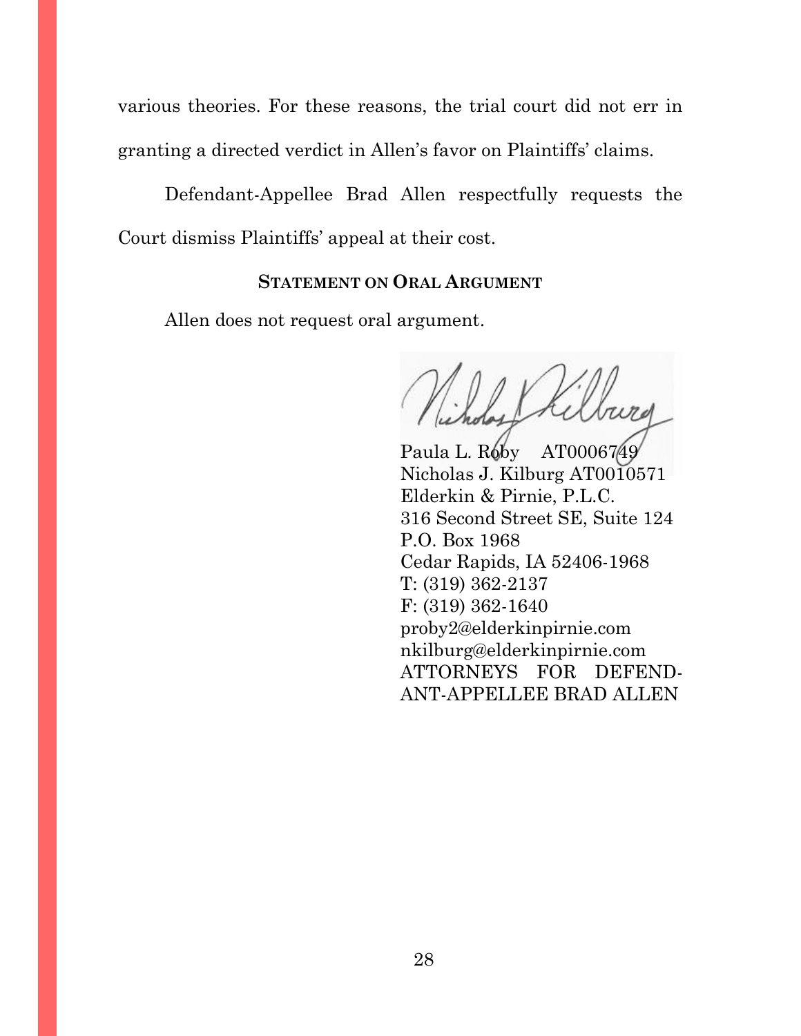various theories. For these reasons, the trial court did not err in granting a directed verdict in Allen's favor on Plaintiffs' claims.

Defendant-Appellee Brad Allen respectfully requests the Court dismiss Plaintiffs' appeal at their cost.

### STATEMENT ON ORAL ARGUMENT

Allen does not request oral argument.

Paula L. Roby AT0006749
Nicholas J. Kilburg AT0010571
Elderkin & Pirnie, P.L.C.
316 Second Street SE, Suite 124
P.O. Box 1968
Cedar Rapids, IA 52406-1968
T: (319) 362-2137
F: (319) 362-1640
proby2@elderkinpirnie.com
nkilburg@elderkinpirnie.com
ATTORNEYS FOR DEFENDANT-APPELLEE BRAD ALLEN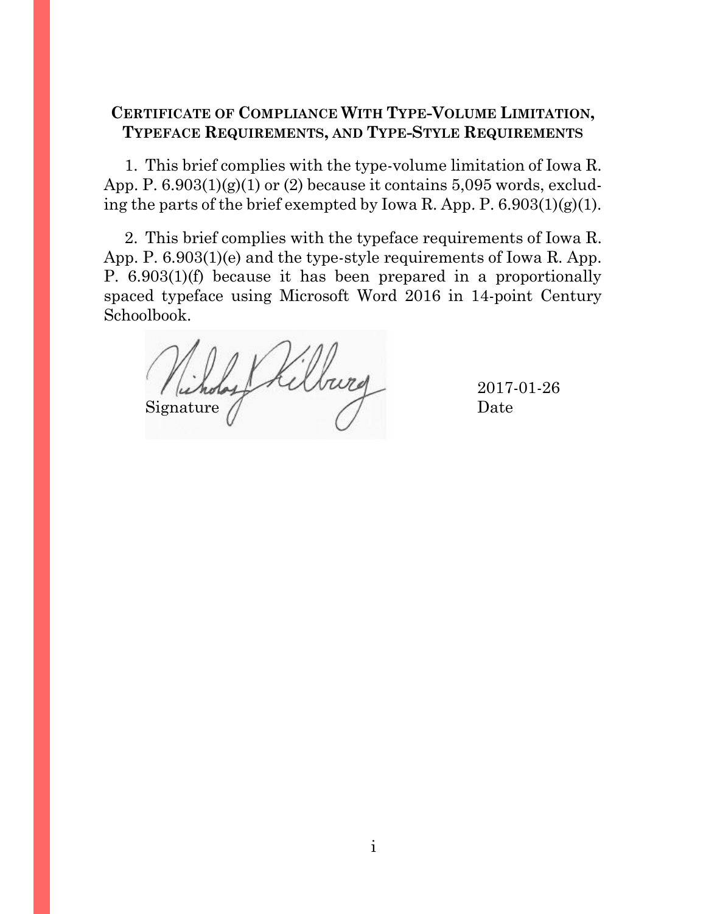## CERTIFICATE OF COMPLIANCE WITH TYPE-VOLUME LIMITATION, TYPEFACE REQUIREMENTS, AND TYPE-STYLE REQUIREMENTS

1. This brief complies with the type-volume limitation of Iowa R. App. P. 6.903(1)(g)(1) or (2) because it contains 5,095 words, excluding the parts of the brief exempted by Iowa R. App. P. 6.903(1)(g)(1).

2. This brief complies with the typeface requirements of Iowa R. App. P. 6.903(1)(e) and the type-style requirements of Iowa R. App. P. 6.903(1)(f) because it has been prepared in a proportionally spaced typeface using Microsoft Word 2016 in 14-point Century Schoolbook.

Signature 2017-01-26
Date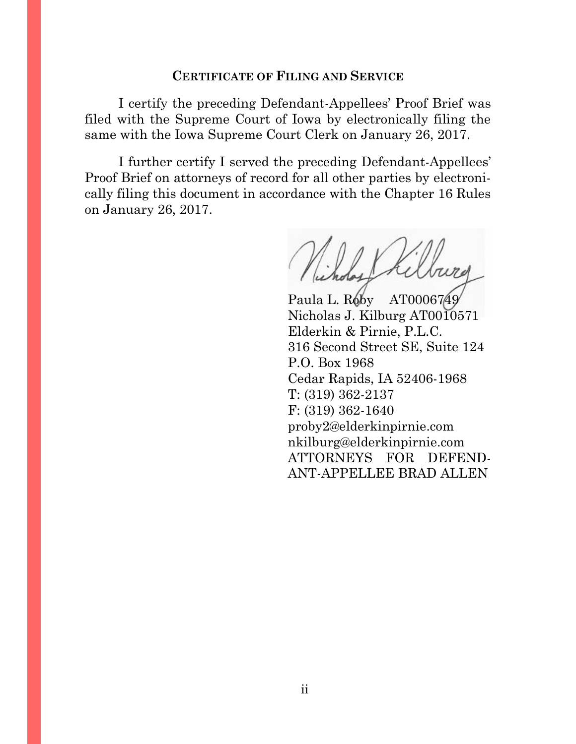## CERTIFICATE OF FILING AND SERVICE

I certify the preceding Defendant-Appellees' Proof Brief was filed with the Supreme Court of Iowa by electronically filing the same with the Iowa Supreme Court Clerk on January 26, 2017.

I further certify I served the preceding Defendant-Appellees' Proof Brief on attorneys of record for all other parties by electronically filing this document in accordance with the Chapter 16 Rules on January 26, 2017.

Paula L. Roby AT0006749
Nicholas J. Kilburg AT0010571
Elderkin & Pirnie, P.L.C.
316 Second Street SE, Suite 124
P.O. Box 1968
Cedar Rapids, IA 52406-1968
T: (319) 362-2137
F: (319) 362-1640
proby2@elderkinpirnie.com
nkilburg@elderkinpirnie.com
ATTORNEYS FOR DEFENDANT-APPELLEE BRAD ALLEN